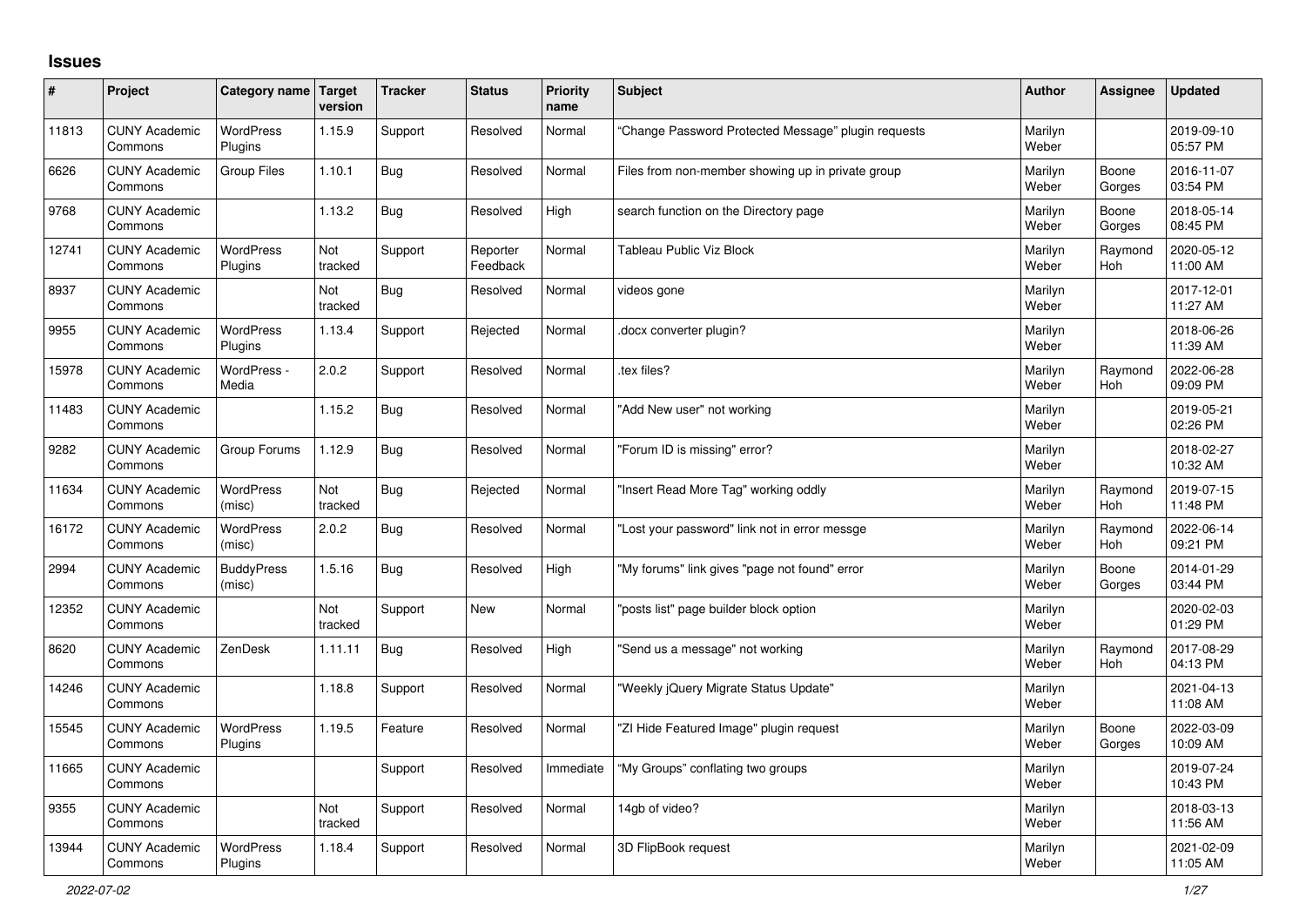# Issues

| # | Project | Category name | Target version | Tracker | Status | Priority name | Subject | Author | Assignee | Updated |
|---|---|---|---|---|---|---|---|---|---|---|
| 11813 | CUNY Academic Commons | WordPress Plugins | 1.15.9 | Support | Resolved | Normal | "Change Password Protected Message" plugin requests | Marilyn Weber | | 2019-09-10 05:57 PM |
| 6626 | CUNY Academic Commons | Group Files | 1.10.1 | Bug | Resolved | Normal | Files from non-member showing up in private group | Marilyn Weber | Boone Gorges | 2016-11-07 03:54 PM |
| 9768 | CUNY Academic Commons | | 1.13.2 | Bug | Resolved | High | search function on the Directory page | Marilyn Weber | Boone Gorges | 2018-05-14 08:45 PM |
| 12741 | CUNY Academic Commons | WordPress Plugins | Not tracked | Support | Reporter Feedback | Normal | Tableau Public Viz Block | Marilyn Weber | Raymond Hoh | 2020-05-12 11:00 AM |
| 8937 | CUNY Academic Commons | | Not tracked | Bug | Resolved | Normal | videos gone | Marilyn Weber | | 2017-12-01 11:27 AM |
| 9955 | CUNY Academic Commons | WordPress Plugins | 1.13.4 | Support | Rejected | Normal | .docx converter plugin? | Marilyn Weber | | 2018-06-26 11:39 AM |
| 15978 | CUNY Academic Commons | WordPress - Media | 2.0.2 | Support | Resolved | Normal | .tex files? | Marilyn Weber | Raymond Hoh | 2022-06-28 09:09 PM |
| 11483 | CUNY Academic Commons | | 1.15.2 | Bug | Resolved | Normal | "Add New user" not working | Marilyn Weber | | 2019-05-21 02:26 PM |
| 9282 | CUNY Academic Commons | Group Forums | 1.12.9 | Bug | Resolved | Normal | "Forum ID is missing" error? | Marilyn Weber | | 2018-02-27 10:32 AM |
| 11634 | CUNY Academic Commons | WordPress (misc) | Not tracked | Bug | Rejected | Normal | "Insert Read More Tag" working oddly | Marilyn Weber | Raymond Hoh | 2019-07-15 11:48 PM |
| 16172 | CUNY Academic Commons | WordPress (misc) | 2.0.2 | Bug | Resolved | Normal | "Lost your password" link not in error messge | Marilyn Weber | Raymond Hoh | 2022-06-14 09:21 PM |
| 2994 | CUNY Academic Commons | BuddyPress (misc) | 1.5.16 | Bug | Resolved | High | "My forums" link gives "page not found" error | Marilyn Weber | Boone Gorges | 2014-01-29 03:44 PM |
| 12352 | CUNY Academic Commons | | Not tracked | Support | New | Normal | "posts list" page builder block option | Marilyn Weber | | 2020-02-03 01:29 PM |
| 8620 | CUNY Academic Commons | ZenDesk | 1.11.11 | Bug | Resolved | High | "Send us a message" not working | Marilyn Weber | Raymond Hoh | 2017-08-29 04:13 PM |
| 14246 | CUNY Academic Commons | | 1.18.8 | Support | Resolved | Normal | "Weekly jQuery Migrate Status Update" | Marilyn Weber | | 2021-04-13 11:08 AM |
| 15545 | CUNY Academic Commons | WordPress Plugins | 1.19.5 | Feature | Resolved | Normal | "ZI Hide Featured Image" plugin request | Marilyn Weber | Boone Gorges | 2022-03-09 10:09 AM |
| 11665 | CUNY Academic Commons | | | Support | Resolved | Immediate | "My Groups" conflating two groups | Marilyn Weber | | 2019-07-24 10:43 PM |
| 9355 | CUNY Academic Commons | | Not tracked | Support | Resolved | Normal | 14gb of video? | Marilyn Weber | | 2018-03-13 11:56 AM |
| 13944 | CUNY Academic Commons | WordPress Plugins | 1.18.4 | Support | Resolved | Normal | 3D FlipBook request | Marilyn Weber | | 2021-02-09 11:05 AM |

*2022-07-02*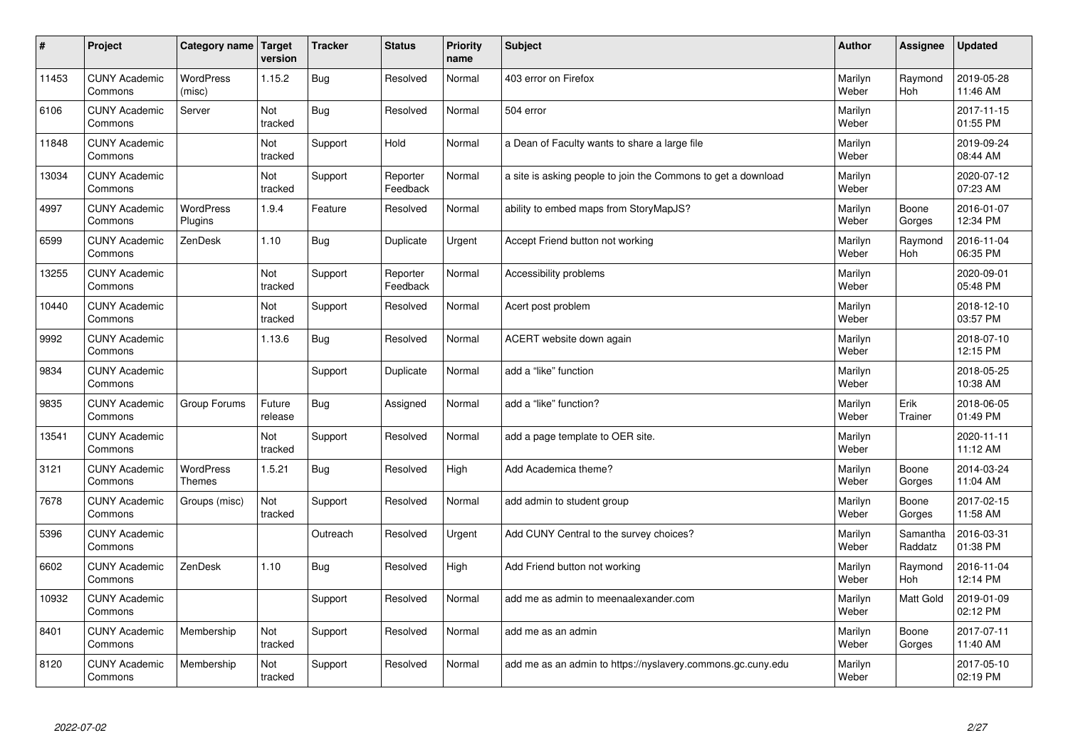| # | Project | Category name | Target version | Tracker | Status | Priority name | Subject | Author | Assignee | Updated |
|---|---|---|---|---|---|---|---|---|---|---|
| 11453 | CUNY Academic Commons | WordPress (misc) | 1.15.2 | Bug | Resolved | Normal | 403 error on Firefox | Marilyn Weber | Raymond Hoh | 2019-05-28 11:46 AM |
| 6106 | CUNY Academic Commons | Server | Not tracked | Bug | Resolved | Normal | 504 error | Marilyn Weber | | 2017-11-15 01:55 PM |
| 11848 | CUNY Academic Commons | | Not tracked | Support | Hold | Normal | a Dean of Faculty wants to share a large file | Marilyn Weber | | 2019-09-24 08:44 AM |
| 13034 | CUNY Academic Commons | | Not tracked | Support | Reporter Feedback | Normal | a site is asking people to join the Commons to get a download | Marilyn Weber | | 2020-07-12 07:23 AM |
| 4997 | CUNY Academic Commons | WordPress Plugins | 1.9.4 | Feature | Resolved | Normal | ability to embed maps from StoryMapJS? | Marilyn Weber | Boone Gorges | 2016-01-07 12:34 PM |
| 6599 | CUNY Academic Commons | ZenDesk | 1.10 | Bug | Duplicate | Urgent | Accept Friend button not working | Marilyn Weber | Raymond Hoh | 2016-11-04 06:35 PM |
| 13255 | CUNY Academic Commons | | Not tracked | Support | Reporter Feedback | Normal | Accessibility problems | Marilyn Weber | | 2020-09-01 05:48 PM |
| 10440 | CUNY Academic Commons | | Not tracked | Support | Resolved | Normal | Acert post problem | Marilyn Weber | | 2018-12-10 03:57 PM |
| 9992 | CUNY Academic Commons | | 1.13.6 | Bug | Resolved | Normal | ACERT website down again | Marilyn Weber | | 2018-07-10 12:15 PM |
| 9834 | CUNY Academic Commons | | | Support | Duplicate | Normal | add a "like" function | Marilyn Weber | | 2018-05-25 10:38 AM |
| 9835 | CUNY Academic Commons | Group Forums | Future release | Bug | Assigned | Normal | add a "like" function? | Marilyn Weber | Erik Trainer | 2018-06-05 01:49 PM |
| 13541 | CUNY Academic Commons | | Not tracked | Support | Resolved | Normal | add a page template to OER site. | Marilyn Weber | | 2020-11-11 11:12 AM |
| 3121 | CUNY Academic Commons | WordPress Themes | 1.5.21 | Bug | Resolved | High | Add Academica theme? | Marilyn Weber | Boone Gorges | 2014-03-24 11:04 AM |
| 7678 | CUNY Academic Commons | Groups (misc) | Not tracked | Support | Resolved | Normal | add admin to student group | Marilyn Weber | Boone Gorges | 2017-02-15 11:58 AM |
| 5396 | CUNY Academic Commons | | | Outreach | Resolved | Urgent | Add CUNY Central to the survey choices? | Marilyn Weber | Samantha Raddatz | 2016-03-31 01:38 PM |
| 6602 | CUNY Academic Commons | ZenDesk | 1.10 | Bug | Resolved | High | Add Friend button not working | Marilyn Weber | Raymond Hoh | 2016-11-04 12:14 PM |
| 10932 | CUNY Academic Commons | | | Support | Resolved | Normal | add me as admin to meenaalexander.com | Marilyn Weber | Matt Gold | 2019-01-09 02:12 PM |
| 8401 | CUNY Academic Commons | Membership | Not tracked | Support | Resolved | Normal | add me as an admin | Marilyn Weber | Boone Gorges | 2017-07-11 11:40 AM |
| 8120 | CUNY Academic Commons | Membership | Not tracked | Support | Resolved | Normal | add me as an admin to https://nyslavery.commons.gc.cuny.edu | Marilyn Weber | | 2017-05-10 02:19 PM |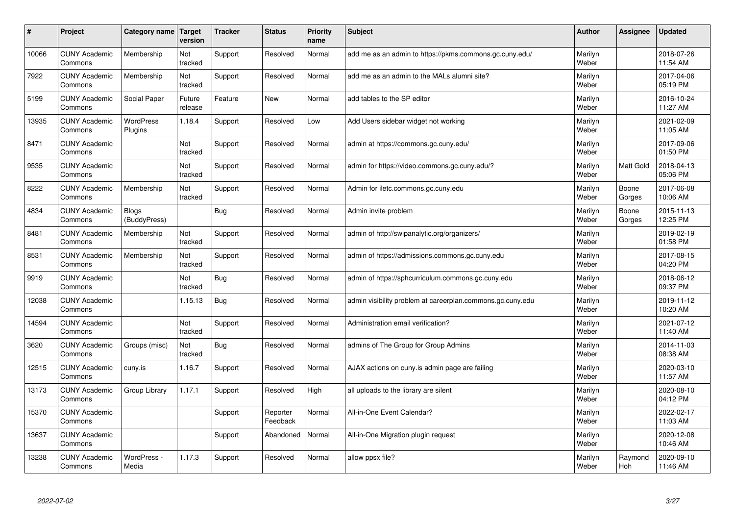| # | Project | Category name | Target version | Tracker | Status | Priority name | Subject | Author | Assignee | Updated |
|---|---|---|---|---|---|---|---|---|---|---|
| 10066 | CUNY Academic Commons | Membership | Not tracked | Support | Resolved | Normal | add me as an admin to https://pkms.commons.gc.cuny.edu/ | Marilyn Weber | | 2018-07-26 11:54 AM |
| 7922 | CUNY Academic Commons | Membership | Not tracked | Support | Resolved | Normal | add me as an admin to the MALs alumni site? | Marilyn Weber | | 2017-04-06 05:19 PM |
| 5199 | CUNY Academic Commons | Social Paper | Future release | Feature | New | Normal | add tables to the SP editor | Marilyn Weber | | 2016-10-24 11:27 AM |
| 13935 | CUNY Academic Commons | WordPress Plugins | 1.18.4 | Support | Resolved | Low | Add Users sidebar widget not working | Marilyn Weber | | 2021-02-09 11:05 AM |
| 8471 | CUNY Academic Commons | | Not tracked | Support | Resolved | Normal | admin at https://commons.gc.cuny.edu/ | Marilyn Weber | | 2017-09-06 01:50 PM |
| 9535 | CUNY Academic Commons | | Not tracked | Support | Resolved | Normal | admin for https://video.commons.gc.cuny.edu/? | Marilyn Weber | Matt Gold | 2018-04-13 05:06 PM |
| 8222 | CUNY Academic Commons | Membership | Not tracked | Support | Resolved | Normal | Admin for iletc.commons.gc.cuny.edu | Marilyn Weber | Boone Gorges | 2017-06-08 10:06 AM |
| 4834 | CUNY Academic Commons | Blogs (BuddyPress) | | Bug | Resolved | Normal | Admin invite problem | Marilyn Weber | Boone Gorges | 2015-11-13 12:25 PM |
| 8481 | CUNY Academic Commons | Membership | Not tracked | Support | Resolved | Normal | admin of http://swipanalytic.org/organizers/ | Marilyn Weber | | 2019-02-19 01:58 PM |
| 8531 | CUNY Academic Commons | Membership | Not tracked | Support | Resolved | Normal | admin of https://admissions.commons.gc.cuny.edu | Marilyn Weber | | 2017-08-15 04:20 PM |
| 9919 | CUNY Academic Commons | | Not tracked | Bug | Resolved | Normal | admin of https://sphcurriculum.commons.gc.cuny.edu | Marilyn Weber | | 2018-06-12 09:37 PM |
| 12038 | CUNY Academic Commons | | 1.15.13 | Bug | Resolved | Normal | admin visibility problem at careerplan.commons.gc.cuny.edu | Marilyn Weber | | 2019-11-12 10:20 AM |
| 14594 | CUNY Academic Commons | | Not tracked | Support | Resolved | Normal | Administration email verification? | Marilyn Weber | | 2021-07-12 11:40 AM |
| 3620 | CUNY Academic Commons | Groups (misc) | Not tracked | Bug | Resolved | Normal | admins of The Group for Group Admins | Marilyn Weber | | 2014-11-03 08:38 AM |
| 12515 | CUNY Academic Commons | cuny.is | 1.16.7 | Support | Resolved | Normal | AJAX actions on cuny.is admin page are failing | Marilyn Weber | | 2020-03-10 11:57 AM |
| 13173 | CUNY Academic Commons | Group Library | 1.17.1 | Support | Resolved | High | all uploads to the library are silent | Marilyn Weber | | 2020-08-10 04:12 PM |
| 15370 | CUNY Academic Commons | | | Support | Reporter Feedback | Normal | All-in-One Event Calendar? | Marilyn Weber | | 2022-02-17 11:03 AM |
| 13637 | CUNY Academic Commons | | | Support | Abandoned | Normal | All-in-One Migration plugin request | Marilyn Weber | | 2020-12-08 10:46 AM |
| 13238 | CUNY Academic Commons | WordPress - Media | 1.17.3 | Support | Resolved | Normal | allow ppsx file? | Marilyn Weber | Raymond Hoh | 2020-09-10 11:46 AM |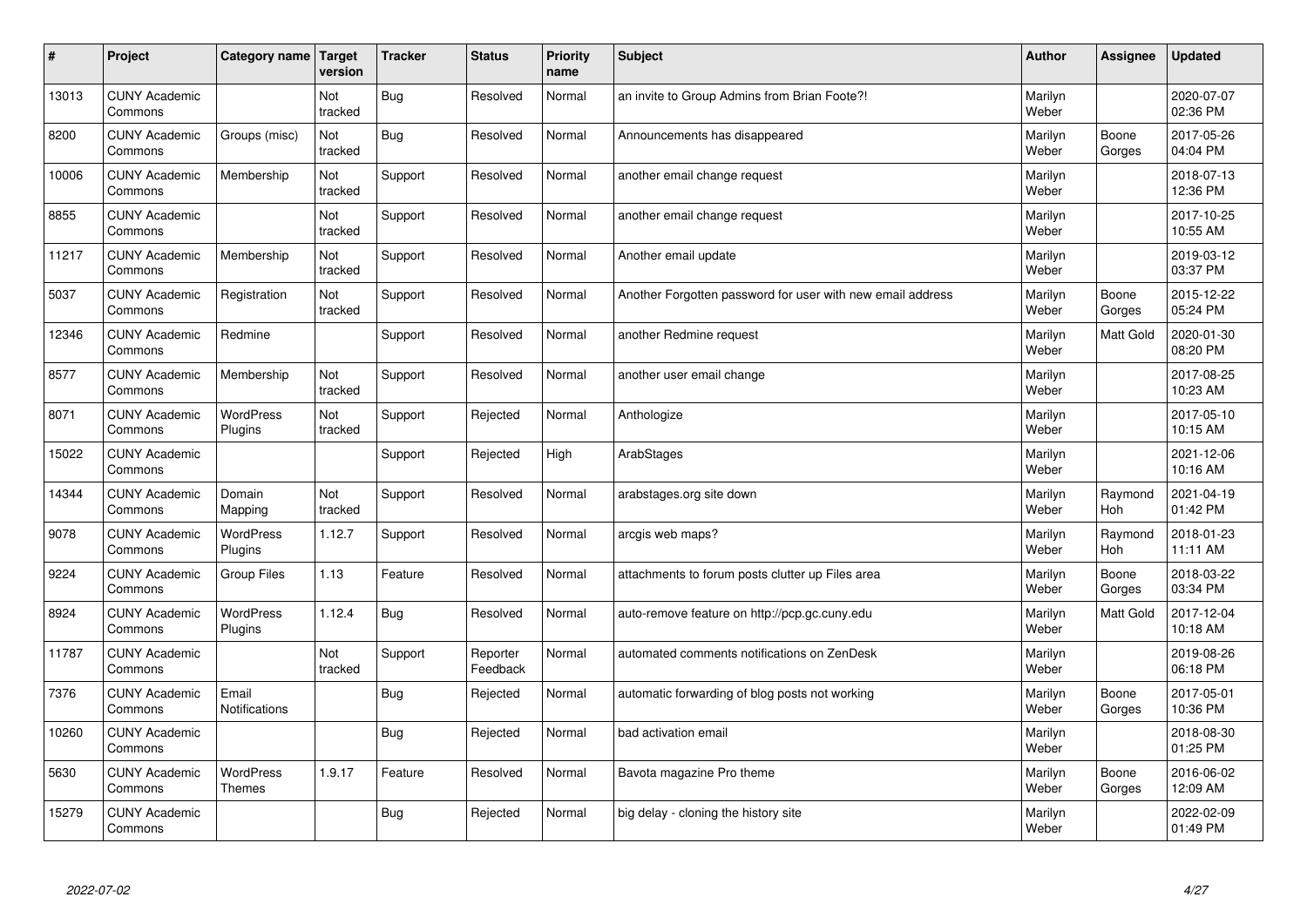| # | Project | Category name | Target version | Tracker | Status | Priority name | Subject | Author | Assignee | Updated |
|---|---|---|---|---|---|---|---|---|---|---|
| 13013 | CUNY Academic Commons | | Not tracked | Bug | Resolved | Normal | an invite to Group Admins from Brian Foote?! | Marilyn Weber | | 2020-07-07 02:36 PM |
| 8200 | CUNY Academic Commons | Groups (misc) | Not tracked | Bug | Resolved | Normal | Announcements has disappeared | Marilyn Weber | Boone Gorges | 2017-05-26 04:04 PM |
| 10006 | CUNY Academic Commons | Membership | Not tracked | Support | Resolved | Normal | another email change request | Marilyn Weber | | 2018-07-13 12:36 PM |
| 8855 | CUNY Academic Commons | | Not tracked | Support | Resolved | Normal | another email change request | Marilyn Weber | | 2017-10-25 10:55 AM |
| 11217 | CUNY Academic Commons | Membership | Not tracked | Support | Resolved | Normal | Another email update | Marilyn Weber | | 2019-03-12 03:37 PM |
| 5037 | CUNY Academic Commons | Registration | Not tracked | Support | Resolved | Normal | Another Forgotten password for user with new email address | Marilyn Weber | Boone Gorges | 2015-12-22 05:24 PM |
| 12346 | CUNY Academic Commons | Redmine | | Support | Resolved | Normal | another Redmine request | Marilyn Weber | Matt Gold | 2020-01-30 08:20 PM |
| 8577 | CUNY Academic Commons | Membership | Not tracked | Support | Resolved | Normal | another user email change | Marilyn Weber | | 2017-08-25 10:23 AM |
| 8071 | CUNY Academic Commons | WordPress Plugins | Not tracked | Support | Rejected | Normal | Anthologize | Marilyn Weber | | 2017-05-10 10:15 AM |
| 15022 | CUNY Academic Commons | | | Support | Rejected | High | ArabStages | Marilyn Weber | | 2021-12-06 10:16 AM |
| 14344 | CUNY Academic Commons | Domain Mapping | Not tracked | Support | Resolved | Normal | arabstages.org site down | Marilyn Weber | Raymond Hoh | 2021-04-19 01:42 PM |
| 9078 | CUNY Academic Commons | WordPress Plugins | 1.12.7 | Support | Resolved | Normal | arcgis web maps? | Marilyn Weber | Raymond Hoh | 2018-01-23 11:11 AM |
| 9224 | CUNY Academic Commons | Group Files | 1.13 | Feature | Resolved | Normal | attachments to forum posts clutter up Files area | Marilyn Weber | Boone Gorges | 2018-03-22 03:34 PM |
| 8924 | CUNY Academic Commons | WordPress Plugins | 1.12.4 | Bug | Resolved | Normal | auto-remove feature on http://pcp.gc.cuny.edu | Marilyn Weber | Matt Gold | 2017-12-04 10:18 AM |
| 11787 | CUNY Academic Commons | | Not tracked | Support | Reporter Feedback | Normal | automated comments notifications on ZenDesk | Marilyn Weber | | 2019-08-26 06:18 PM |
| 7376 | CUNY Academic Commons | Email Notifications | | Bug | Rejected | Normal | automatic forwarding of blog posts not working | Marilyn Weber | Boone Gorges | 2017-05-01 10:36 PM |
| 10260 | CUNY Academic Commons | | | Bug | Rejected | Normal | bad activation email | Marilyn Weber | | 2018-08-30 01:25 PM |
| 5630 | CUNY Academic Commons | WordPress Themes | 1.9.17 | Feature | Resolved | Normal | Bavota magazine Pro theme | Marilyn Weber | Boone Gorges | 2016-06-02 12:09 AM |
| 15279 | CUNY Academic Commons | | | Bug | Rejected | Normal | big delay - cloning the history site | Marilyn Weber | | 2022-02-09 01:49 PM |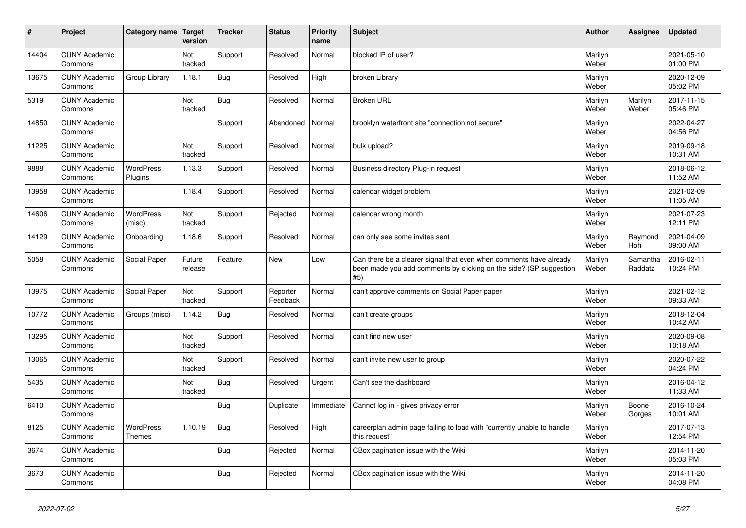| # | Project | Category name | Target version | Tracker | Status | Priority name | Subject | Author | Assignee | Updated |
|---|---|---|---|---|---|---|---|---|---|---|
| 14404 | CUNY Academic Commons | | Not tracked | Support | Resolved | Normal | blocked IP of user? | Marilyn Weber | | 2021-05-10 01:00 PM |
| 13675 | CUNY Academic Commons | Group Library | 1.18.1 | Bug | Resolved | High | broken Library | Marilyn Weber | | 2020-12-09 05:02 PM |
| 5319 | CUNY Academic Commons | | Not tracked | Bug | Resolved | Normal | Broken URL | Marilyn Weber | Marilyn Weber | 2017-11-15 05:46 PM |
| 14850 | CUNY Academic Commons | | | Support | Abandoned | Normal | brooklyn waterfront site "connection not secure" | Marilyn Weber | | 2022-04-27 04:56 PM |
| 11225 | CUNY Academic Commons | | Not tracked | Support | Resolved | Normal | bulk upload? | Marilyn Weber | | 2019-09-18 10:31 AM |
| 9888 | CUNY Academic Commons | WordPress Plugins | 1.13.3 | Support | Resolved | Normal | Business directory Plug-in request | Marilyn Weber | | 2018-06-12 11:52 AM |
| 13958 | CUNY Academic Commons | | 1.18.4 | Support | Resolved | Normal | calendar widget problem | Marilyn Weber | | 2021-02-09 11:05 AM |
| 14606 | CUNY Academic Commons | WordPress (misc) | Not tracked | Support | Rejected | Normal | calendar wrong month | Marilyn Weber | | 2021-07-23 12:11 PM |
| 14129 | CUNY Academic Commons | Onboarding | 1.18.6 | Support | Resolved | Normal | can only see some invites sent | Marilyn Weber | Raymond Hoh | 2021-04-09 09:00 AM |
| 5058 | CUNY Academic Commons | Social Paper | Future release | Feature | New | Low | Can there be a clearer signal that even when comments have already been made you add comments by clicking on the side? (SP suggestion #5) | Marilyn Weber | Samantha Raddatz | 2016-02-11 10:24 PM |
| 13975 | CUNY Academic Commons | Social Paper | Not tracked | Support | Reporter Feedback | Normal | can't approve comments on Social Paper paper | Marilyn Weber | | 2021-02-12 09:33 AM |
| 10772 | CUNY Academic Commons | Groups (misc) | 1.14.2 | Bug | Resolved | Normal | can't create groups | Marilyn Weber | | 2018-12-04 10:42 AM |
| 13295 | CUNY Academic Commons | | Not tracked | Support | Resolved | Normal | can't find new user | Marilyn Weber | | 2020-09-08 10:18 AM |
| 13065 | CUNY Academic Commons | | Not tracked | Support | Resolved | Normal | can't invite new user to group | Marilyn Weber | | 2020-07-22 04:24 PM |
| 5435 | CUNY Academic Commons | | Not tracked | Bug | Resolved | Urgent | Can't see the dashboard | Marilyn Weber | | 2016-04-12 11:33 AM |
| 6410 | CUNY Academic Commons | | | Bug | Duplicate | Immediate | Cannot log in - gives privacy error | Marilyn Weber | Boone Gorges | 2016-10-24 10:01 AM |
| 8125 | CUNY Academic Commons | WordPress Themes | 1.10.19 | Bug | Resolved | High | careerplan admin page failing to load with "currently unable to handle this request" | Marilyn Weber | | 2017-07-13 12:54 PM |
| 3674 | CUNY Academic Commons | | | Bug | Rejected | Normal | CBox pagination issue with the Wiki | Marilyn Weber | | 2014-11-20 05:03 PM |
| 3673 | CUNY Academic Commons | | | Bug | Rejected | Normal | CBox pagination issue with the Wiki | Marilyn Weber | | 2014-11-20 04:08 PM |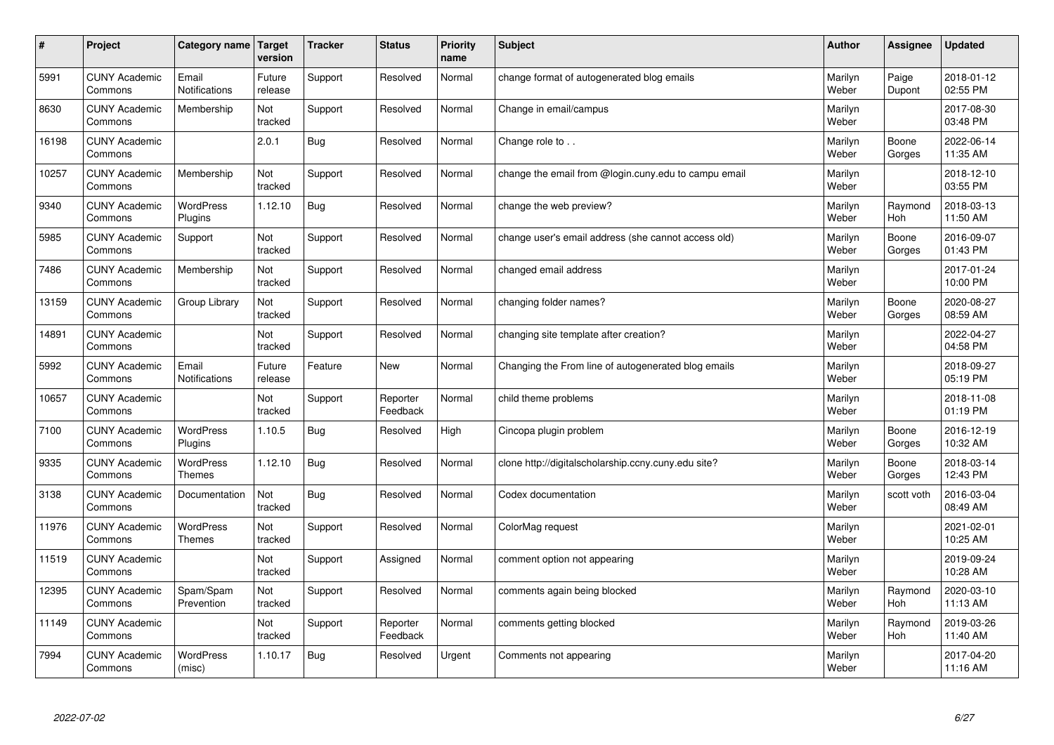| # | Project | Category name | Target version | Tracker | Status | Priority name | Subject | Author | Assignee | Updated |
|---|---|---|---|---|---|---|---|---|---|---|
| 5991 | CUNY Academic Commons | Email Notifications | Future release | Support | Resolved | Normal | change format of autogenerated blog emails | Marilyn Weber | Paige Dupont | 2018-01-12 02:55 PM |
| 8630 | CUNY Academic Commons | Membership | Not tracked | Support | Resolved | Normal | Change in email/campus | Marilyn Weber | | 2017-08-30 03:48 PM |
| 16198 | CUNY Academic Commons | | 2.0.1 | Bug | Resolved | Normal | Change role to . . | Marilyn Weber | Boone Gorges | 2022-06-14 11:35 AM |
| 10257 | CUNY Academic Commons | Membership | Not tracked | Support | Resolved | Normal | change the email from @login.cuny.edu to campu email | Marilyn Weber | | 2018-12-10 03:55 PM |
| 9340 | CUNY Academic Commons | WordPress Plugins | 1.12.10 | Bug | Resolved | Normal | change the web preview? | Marilyn Weber | Raymond Hoh | 2018-03-13 11:50 AM |
| 5985 | CUNY Academic Commons | Support | Not tracked | Support | Resolved | Normal | change user's email address (she cannot access old) | Marilyn Weber | Boone Gorges | 2016-09-07 01:43 PM |
| 7486 | CUNY Academic Commons | Membership | Not tracked | Support | Resolved | Normal | changed email address | Marilyn Weber | | 2017-01-24 10:00 PM |
| 13159 | CUNY Academic Commons | Group Library | Not tracked | Support | Resolved | Normal | changing folder names? | Marilyn Weber | Boone Gorges | 2020-08-27 08:59 AM |
| 14891 | CUNY Academic Commons | | Not tracked | Support | Resolved | Normal | changing site template after creation? | Marilyn Weber | | 2022-04-27 04:58 PM |
| 5992 | CUNY Academic Commons | Email Notifications | Future release | Feature | New | Normal | Changing the From line of autogenerated blog emails | Marilyn Weber | | 2018-09-27 05:19 PM |
| 10657 | CUNY Academic Commons | | Not tracked | Support | Reporter Feedback | Normal | child theme problems | Marilyn Weber | | 2018-11-08 01:19 PM |
| 7100 | CUNY Academic Commons | WordPress Plugins | 1.10.5 | Bug | Resolved | High | Cincopa plugin problem | Marilyn Weber | Boone Gorges | 2016-12-19 10:32 AM |
| 9335 | CUNY Academic Commons | WordPress Themes | 1.12.10 | Bug | Resolved | Normal | clone http://digitalscholarship.ccny.cuny.edu site? | Marilyn Weber | Boone Gorges | 2018-03-14 12:43 PM |
| 3138 | CUNY Academic Commons | Documentation | Not tracked | Bug | Resolved | Normal | Codex documentation | Marilyn Weber | scott voth | 2016-03-04 08:49 AM |
| 11976 | CUNY Academic Commons | WordPress Themes | Not tracked | Support | Resolved | Normal | ColorMag request | Marilyn Weber | | 2021-02-01 10:25 AM |
| 11519 | CUNY Academic Commons | | Not tracked | Support | Assigned | Normal | comment option not appearing | Marilyn Weber | | 2019-09-24 10:28 AM |
| 12395 | CUNY Academic Commons | Spam/Spam Prevention | Not tracked | Support | Resolved | Normal | comments again being blocked | Marilyn Weber | Raymond Hoh | 2020-03-10 11:13 AM |
| 11149 | CUNY Academic Commons | | Not tracked | Support | Reporter Feedback | Normal | comments getting blocked | Marilyn Weber | Raymond Hoh | 2019-03-26 11:40 AM |
| 7994 | CUNY Academic Commons | WordPress (misc) | 1.10.17 | Bug | Resolved | Urgent | Comments not appearing | Marilyn Weber | | 2017-04-20 11:16 AM |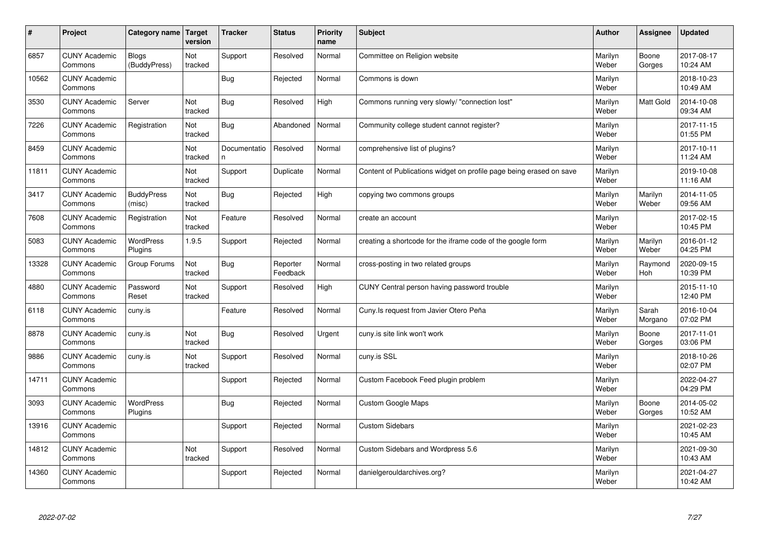| # | Project | Category name | Target version | Tracker | Status | Priority name | Subject | Author | Assignee | Updated |
|---|---|---|---|---|---|---|---|---|---|---|
| 6857 | CUNY Academic Commons | Blogs (BuddyPress) | Not tracked | Support | Resolved | Normal | Committee on Religion website | Marilyn Weber | Boone Gorges | 2017-08-17 10:24 AM |
| 10562 | CUNY Academic Commons | | | Bug | Rejected | Normal | Commons is down | Marilyn Weber | | 2018-10-23 10:49 AM |
| 3530 | CUNY Academic Commons | Server | Not tracked | Bug | Resolved | High | Commons running very slowly/ "connection lost" | Marilyn Weber | Matt Gold | 2014-10-08 09:34 AM |
| 7226 | CUNY Academic Commons | Registration | Not tracked | Bug | Abandoned | Normal | Community college student cannot register? | Marilyn Weber | | 2017-11-15 01:55 PM |
| 8459 | CUNY Academic Commons | | Not tracked | Documentation | Resolved | Normal | comprehensive list of plugins? | Marilyn Weber | | 2017-10-11 11:24 AM |
| 11811 | CUNY Academic Commons | | Not tracked | Support | Duplicate | Normal | Content of Publications widget on profile page being erased on save | Marilyn Weber | | 2019-10-08 11:16 AM |
| 3417 | CUNY Academic Commons | BuddyPress (misc) | Not tracked | Bug | Rejected | High | copying two commons groups | Marilyn Weber | Marilyn Weber | 2014-11-05 09:56 AM |
| 7608 | CUNY Academic Commons | Registration | Not tracked | Feature | Resolved | Normal | create an account | Marilyn Weber | | 2017-02-15 10:45 PM |
| 5083 | CUNY Academic Commons | WordPress Plugins | 1.9.5 | Support | Rejected | Normal | creating a shortcode for the iframe code of the google form | Marilyn Weber | Marilyn Weber | 2016-01-12 04:25 PM |
| 13328 | CUNY Academic Commons | Group Forums | Not tracked | Bug | Reporter Feedback | Normal | cross-posting in two related groups | Marilyn Weber | Raymond Hoh | 2020-09-15 10:39 PM |
| 4880 | CUNY Academic Commons | Password Reset | Not tracked | Support | Resolved | High | CUNY Central person having password trouble | Marilyn Weber | | 2015-11-10 12:40 PM |
| 6118 | CUNY Academic Commons | cuny.is | | Feature | Resolved | Normal | Cuny.Is request from Javier Otero Peña | Marilyn Weber | Sarah Morgano | 2016-10-04 07:02 PM |
| 8878 | CUNY Academic Commons | cuny.is | Not tracked | Bug | Resolved | Urgent | cuny.is site link won't work | Marilyn Weber | Boone Gorges | 2017-11-01 03:06 PM |
| 9886 | CUNY Academic Commons | cuny.is | Not tracked | Support | Resolved | Normal | cuny.is SSL | Marilyn Weber | | 2018-10-26 02:07 PM |
| 14711 | CUNY Academic Commons | | | Support | Rejected | Normal | Custom Facebook Feed plugin problem | Marilyn Weber | | 2022-04-27 04:29 PM |
| 3093 | CUNY Academic Commons | WordPress Plugins | | Bug | Rejected | Normal | Custom Google Maps | Marilyn Weber | Boone Gorges | 2014-05-02 10:52 AM |
| 13916 | CUNY Academic Commons | | | Support | Rejected | Normal | Custom Sidebars | Marilyn Weber | | 2021-02-23 10:45 AM |
| 14812 | CUNY Academic Commons | | Not tracked | Support | Resolved | Normal | Custom Sidebars and Wordpress 5.6 | Marilyn Weber | | 2021-09-30 10:43 AM |
| 14360 | CUNY Academic Commons | | | Support | Rejected | Normal | danielgerouldarchives.org? | Marilyn Weber | | 2021-04-27 10:42 AM |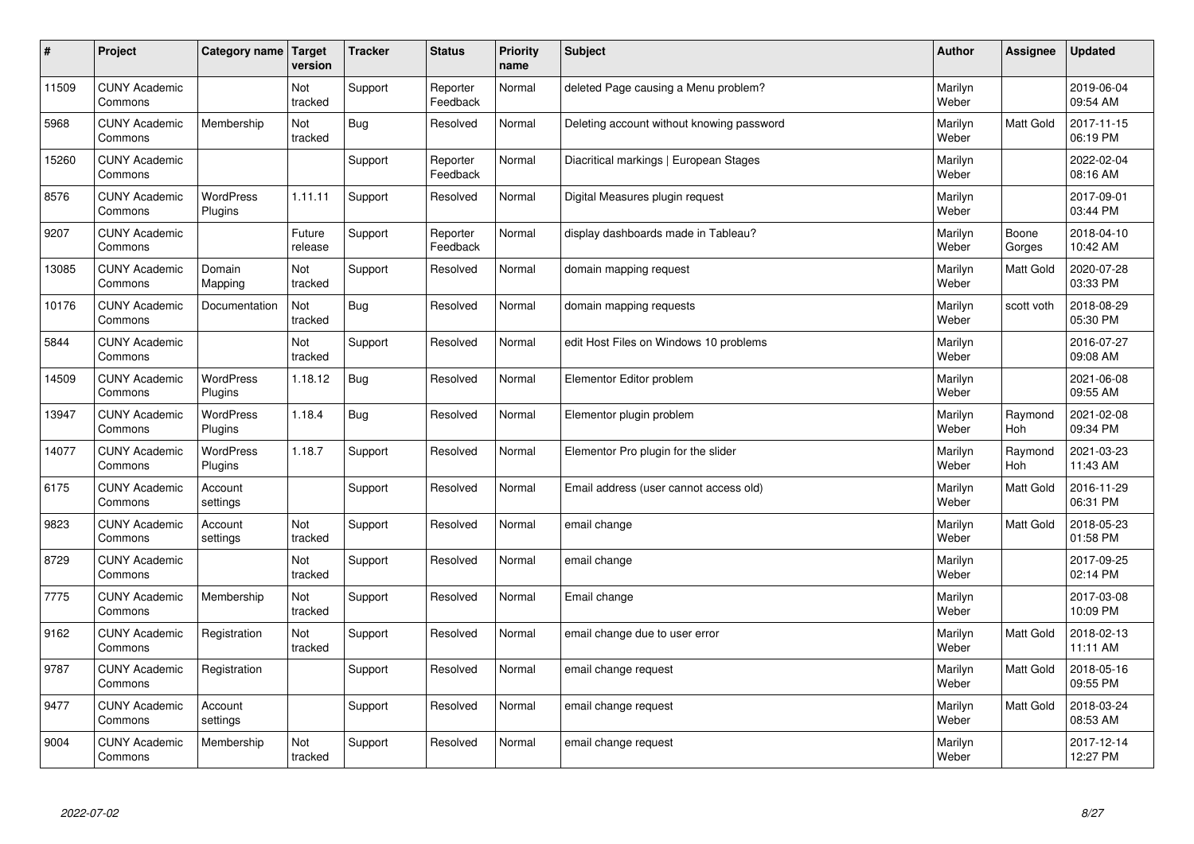| # | Project | Category name | Target version | Tracker | Status | Priority name | Subject | Author | Assignee | Updated |
|---|---|---|---|---|---|---|---|---|---|---|
| 11509 | CUNY Academic Commons | | Not tracked | Support | Reporter Feedback | Normal | deleted Page causing a Menu problem? | Marilyn Weber | | 2019-06-04 09:54 AM |
| 5968 | CUNY Academic Commons | Membership | Not tracked | Bug | Resolved | Normal | Deleting account without knowing password | Marilyn Weber | Matt Gold | 2017-11-15 06:19 PM |
| 15260 | CUNY Academic Commons | | | Support | Reporter Feedback | Normal | Diacritical markings \| European Stages | Marilyn Weber | | 2022-02-04 08:16 AM |
| 8576 | CUNY Academic Commons | WordPress Plugins | 1.11.11 | Support | Resolved | Normal | Digital Measures plugin request | Marilyn Weber | | 2017-09-01 03:44 PM |
| 9207 | CUNY Academic Commons | | Future release | Support | Reporter Feedback | Normal | display dashboards made in Tableau? | Marilyn Weber | Boone Gorges | 2018-04-10 10:42 AM |
| 13085 | CUNY Academic Commons | Domain Mapping | Not tracked | Support | Resolved | Normal | domain mapping request | Marilyn Weber | Matt Gold | 2020-07-28 03:33 PM |
| 10176 | CUNY Academic Commons | Documentation | Not tracked | Bug | Resolved | Normal | domain mapping requests | Marilyn Weber | scott voth | 2018-08-29 05:30 PM |
| 5844 | CUNY Academic Commons | | Not tracked | Support | Resolved | Normal | edit Host Files on Windows 10 problems | Marilyn Weber | | 2016-07-27 09:08 AM |
| 14509 | CUNY Academic Commons | WordPress Plugins | 1.18.12 | Bug | Resolved | Normal | Elementor Editor problem | Marilyn Weber | | 2021-06-08 09:55 AM |
| 13947 | CUNY Academic Commons | WordPress Plugins | 1.18.4 | Bug | Resolved | Normal | Elementor plugin problem | Marilyn Weber | Raymond Hoh | 2021-02-08 09:34 PM |
| 14077 | CUNY Academic Commons | WordPress Plugins | 1.18.7 | Support | Resolved | Normal | Elementor Pro plugin for the slider | Marilyn Weber | Raymond Hoh | 2021-03-23 11:43 AM |
| 6175 | CUNY Academic Commons | Account settings | | Support | Resolved | Normal | Email address (user cannot access old) | Marilyn Weber | Matt Gold | 2016-11-29 06:31 PM |
| 9823 | CUNY Academic Commons | Account settings | Not tracked | Support | Resolved | Normal | email change | Marilyn Weber | Matt Gold | 2018-05-23 01:58 PM |
| 8729 | CUNY Academic Commons | | Not tracked | Support | Resolved | Normal | email change | Marilyn Weber | | 2017-09-25 02:14 PM |
| 7775 | CUNY Academic Commons | Membership | Not tracked | Support | Resolved | Normal | Email change | Marilyn Weber | | 2017-03-08 10:09 PM |
| 9162 | CUNY Academic Commons | Registration | Not tracked | Support | Resolved | Normal | email change due to user error | Marilyn Weber | Matt Gold | 2018-02-13 11:11 AM |
| 9787 | CUNY Academic Commons | Registration | | Support | Resolved | Normal | email change request | Marilyn Weber | Matt Gold | 2018-05-16 09:55 PM |
| 9477 | CUNY Academic Commons | Account settings | | Support | Resolved | Normal | email change request | Marilyn Weber | Matt Gold | 2018-03-24 08:53 AM |
| 9004 | CUNY Academic Commons | Membership | Not tracked | Support | Resolved | Normal | email change request | Marilyn Weber | | 2017-12-14 12:27 PM |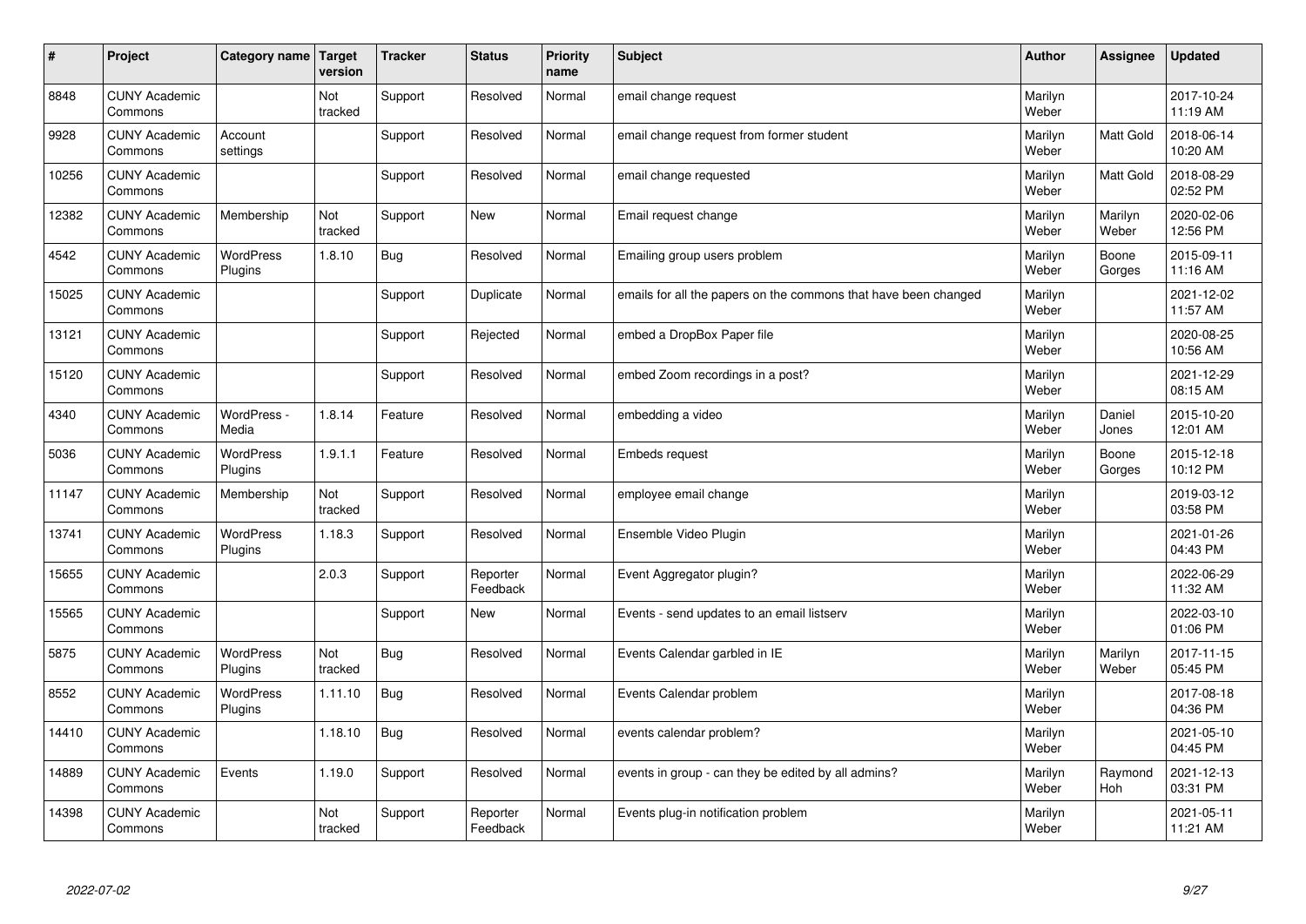| # | Project | Category name | Target version | Tracker | Status | Priority name | Subject | Author | Assignee | Updated |
|---|---|---|---|---|---|---|---|---|---|---|
| 8848 | CUNY Academic Commons | | Not tracked | Support | Resolved | Normal | email change request | Marilyn Weber | | 2017-10-24 11:19 AM |
| 9928 | CUNY Academic Commons | Account settings | | Support | Resolved | Normal | email change request from former student | Marilyn Weber | Matt Gold | 2018-06-14 10:20 AM |
| 10256 | CUNY Academic Commons | | | Support | Resolved | Normal | email change requested | Marilyn Weber | Matt Gold | 2018-08-29 02:52 PM |
| 12382 | CUNY Academic Commons | Membership | Not tracked | Support | New | Normal | Email request change | Marilyn Weber | Marilyn Weber | 2020-02-06 12:56 PM |
| 4542 | CUNY Academic Commons | WordPress Plugins | 1.8.10 | Bug | Resolved | Normal | Emailing group users problem | Marilyn Weber | Boone Gorges | 2015-09-11 11:16 AM |
| 15025 | CUNY Academic Commons | | | Support | Duplicate | Normal | emails for all the papers on the commons that have been changed | Marilyn Weber | | 2021-12-02 11:57 AM |
| 13121 | CUNY Academic Commons | | | Support | Rejected | Normal | embed a DropBox Paper file | Marilyn Weber | | 2020-08-25 10:56 AM |
| 15120 | CUNY Academic Commons | | | Support | Resolved | Normal | embed Zoom recordings in a post? | Marilyn Weber | | 2021-12-29 08:15 AM |
| 4340 | CUNY Academic Commons | WordPress - Media | 1.8.14 | Feature | Resolved | Normal | embedding a video | Marilyn Weber | Daniel Jones | 2015-10-20 12:01 AM |
| 5036 | CUNY Academic Commons | WordPress Plugins | 1.9.1.1 | Feature | Resolved | Normal | Embeds request | Marilyn Weber | Boone Gorges | 2015-12-18 10:12 PM |
| 11147 | CUNY Academic Commons | Membership | Not tracked | Support | Resolved | Normal | employee email change | Marilyn Weber | | 2019-03-12 03:58 PM |
| 13741 | CUNY Academic Commons | WordPress Plugins | 1.18.3 | Support | Resolved | Normal | Ensemble Video Plugin | Marilyn Weber | | 2021-01-26 04:43 PM |
| 15655 | CUNY Academic Commons | | 2.0.3 | Support | Reporter Feedback | Normal | Event Aggregator plugin? | Marilyn Weber | | 2022-06-29 11:32 AM |
| 15565 | CUNY Academic Commons | | | Support | New | Normal | Events - send updates to an email listserv | Marilyn Weber | | 2022-03-10 01:06 PM |
| 5875 | CUNY Academic Commons | WordPress Plugins | Not tracked | Bug | Resolved | Normal | Events Calendar garbled in IE | Marilyn Weber | Marilyn Weber | 2017-11-15 05:45 PM |
| 8552 | CUNY Academic Commons | WordPress Plugins | 1.11.10 | Bug | Resolved | Normal | Events Calendar problem | Marilyn Weber | | 2017-08-18 04:36 PM |
| 14410 | CUNY Academic Commons | | 1.18.10 | Bug | Resolved | Normal | events calendar problem? | Marilyn Weber | | 2021-05-10 04:45 PM |
| 14889 | CUNY Academic Commons | Events | 1.19.0 | Support | Resolved | Normal | events in group - can they be edited by all admins? | Marilyn Weber | Raymond Hoh | 2021-12-13 03:31 PM |
| 14398 | CUNY Academic Commons | | Not tracked | Support | Reporter Feedback | Normal | Events plug-in notification problem | Marilyn Weber | | 2021-05-11 11:21 AM |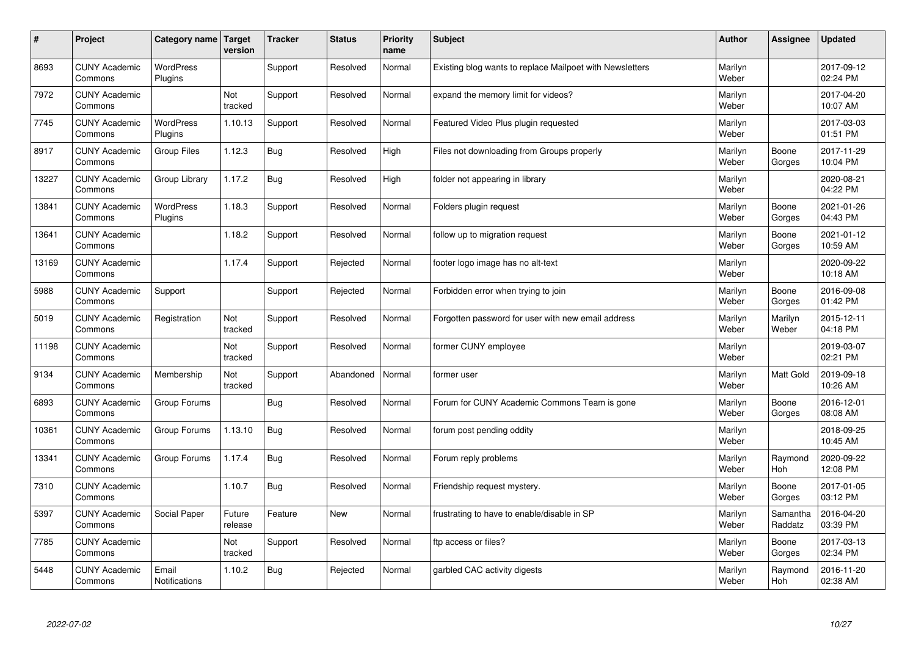| # | Project | Category name | Target version | Tracker | Status | Priority name | Subject | Author | Assignee | Updated |
|---|---|---|---|---|---|---|---|---|---|---|
| 8693 | CUNY Academic Commons | WordPress Plugins | | Support | Resolved | Normal | Existing blog wants to replace Mailpoet with Newsletters | Marilyn Weber | | 2017-09-12 02:24 PM |
| 7972 | CUNY Academic Commons | | Not tracked | Support | Resolved | Normal | expand the memory limit for videos? | Marilyn Weber | | 2017-04-20 10:07 AM |
| 7745 | CUNY Academic Commons | WordPress Plugins | 1.10.13 | Support | Resolved | Normal | Featured Video Plus plugin requested | Marilyn Weber | | 2017-03-03 01:51 PM |
| 8917 | CUNY Academic Commons | Group Files | 1.12.3 | Bug | Resolved | High | Files not downloading from Groups properly | Marilyn Weber | Boone Gorges | 2017-11-29 10:04 PM |
| 13227 | CUNY Academic Commons | Group Library | 1.17.2 | Bug | Resolved | High | folder not appearing in library | Marilyn Weber | | 2020-08-21 04:22 PM |
| 13841 | CUNY Academic Commons | WordPress Plugins | 1.18.3 | Support | Resolved | Normal | Folders plugin request | Marilyn Weber | Boone Gorges | 2021-01-26 04:43 PM |
| 13641 | CUNY Academic Commons | | 1.18.2 | Support | Resolved | Normal | follow up to migration request | Marilyn Weber | Boone Gorges | 2021-01-12 10:59 AM |
| 13169 | CUNY Academic Commons | | 1.17.4 | Support | Rejected | Normal | footer logo image has no alt-text | Marilyn Weber | | 2020-09-22 10:18 AM |
| 5988 | CUNY Academic Commons | Support | | Support | Rejected | Normal | Forbidden error when trying to join | Marilyn Weber | Boone Gorges | 2016-09-08 01:42 PM |
| 5019 | CUNY Academic Commons | Registration | Not tracked | Support | Resolved | Normal | Forgotten password for user with new email address | Marilyn Weber | Marilyn Weber | 2015-12-11 04:18 PM |
| 11198 | CUNY Academic Commons | | Not tracked | Support | Resolved | Normal | former CUNY employee | Marilyn Weber | | 2019-03-07 02:21 PM |
| 9134 | CUNY Academic Commons | Membership | Not tracked | Support | Abandoned | Normal | former user | Marilyn Weber | Matt Gold | 2019-09-18 10:26 AM |
| 6893 | CUNY Academic Commons | Group Forums | | Bug | Resolved | Normal | Forum for CUNY Academic Commons Team is gone | Marilyn Weber | Boone Gorges | 2016-12-01 08:08 AM |
| 10361 | CUNY Academic Commons | Group Forums | 1.13.10 | Bug | Resolved | Normal | forum post pending oddity | Marilyn Weber | | 2018-09-25 10:45 AM |
| 13341 | CUNY Academic Commons | Group Forums | 1.17.4 | Bug | Resolved | Normal | Forum reply problems | Marilyn Weber | Raymond Hoh | 2020-09-22 12:08 PM |
| 7310 | CUNY Academic Commons | | 1.10.7 | Bug | Resolved | Normal | Friendship request mystery. | Marilyn Weber | Boone Gorges | 2017-01-05 03:12 PM |
| 5397 | CUNY Academic Commons | Social Paper | Future release | Feature | New | Normal | frustrating to have to enable/disable in SP | Marilyn Weber | Samantha Raddatz | 2016-04-20 03:39 PM |
| 7785 | CUNY Academic Commons | | Not tracked | Support | Resolved | Normal | ftp access or files? | Marilyn Weber | Boone Gorges | 2017-03-13 02:34 PM |
| 5448 | CUNY Academic Commons | Email Notifications | 1.10.2 | Bug | Rejected | Normal | garbled CAC activity digests | Marilyn Weber | Raymond Hoh | 2016-11-20 02:38 AM |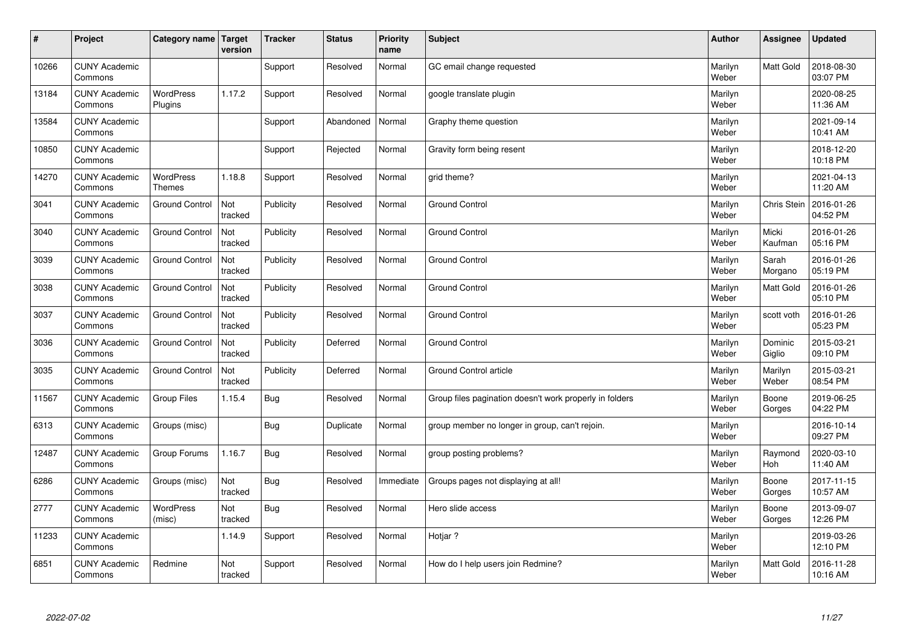| # | Project | Category name | Target version | Tracker | Status | Priority name | Subject | Author | Assignee | Updated |
|---|---|---|---|---|---|---|---|---|---|---|
| 10266 | CUNY Academic Commons | | | Support | Resolved | Normal | GC email change requested | Marilyn Weber | Matt Gold | 2018-08-30 03:07 PM |
| 13184 | CUNY Academic Commons | WordPress Plugins | 1.17.2 | Support | Resolved | Normal | google translate plugin | Marilyn Weber | | 2020-08-25 11:36 AM |
| 13584 | CUNY Academic Commons | | | Support | Abandoned | Normal | Graphy theme question | Marilyn Weber | | 2021-09-14 10:41 AM |
| 10850 | CUNY Academic Commons | | | Support | Rejected | Normal | Gravity form being resent | Marilyn Weber | | 2018-12-20 10:18 PM |
| 14270 | CUNY Academic Commons | WordPress Themes | 1.18.8 | Support | Resolved | Normal | grid theme? | Marilyn Weber | | 2021-04-13 11:20 AM |
| 3041 | CUNY Academic Commons | Ground Control | Not tracked | Publicity | Resolved | Normal | Ground Control | Marilyn Weber | Chris Stein | 2016-01-26 04:52 PM |
| 3040 | CUNY Academic Commons | Ground Control | Not tracked | Publicity | Resolved | Normal | Ground Control | Marilyn Weber | Micki Kaufman | 2016-01-26 05:16 PM |
| 3039 | CUNY Academic Commons | Ground Control | Not tracked | Publicity | Resolved | Normal | Ground Control | Marilyn Weber | Sarah Morgano | 2016-01-26 05:19 PM |
| 3038 | CUNY Academic Commons | Ground Control | Not tracked | Publicity | Resolved | Normal | Ground Control | Marilyn Weber | Matt Gold | 2016-01-26 05:10 PM |
| 3037 | CUNY Academic Commons | Ground Control | Not tracked | Publicity | Resolved | Normal | Ground Control | Marilyn Weber | scott voth | 2016-01-26 05:23 PM |
| 3036 | CUNY Academic Commons | Ground Control | Not tracked | Publicity | Deferred | Normal | Ground Control | Marilyn Weber | Dominic Giglio | 2015-03-21 09:10 PM |
| 3035 | CUNY Academic Commons | Ground Control | Not tracked | Publicity | Deferred | Normal | Ground Control article | Marilyn Weber | Marilyn Weber | 2015-03-21 08:54 PM |
| 11567 | CUNY Academic Commons | Group Files | 1.15.4 | Bug | Resolved | Normal | Group files pagination doesn't work properly in folders | Marilyn Weber | Boone Gorges | 2019-06-25 04:22 PM |
| 6313 | CUNY Academic Commons | Groups (misc) | | Bug | Duplicate | Normal | group member no longer in group, can't rejoin. | Marilyn Weber | | 2016-10-14 09:27 PM |
| 12487 | CUNY Academic Commons | Group Forums | 1.16.7 | Bug | Resolved | Normal | group posting problems? | Marilyn Weber | Raymond Hoh | 2020-03-10 11:40 AM |
| 6286 | CUNY Academic Commons | Groups (misc) | Not tracked | Bug | Resolved | Immediate | Groups pages not displaying at all! | Marilyn Weber | Boone Gorges | 2017-11-15 10:57 AM |
| 2777 | CUNY Academic Commons | WordPress (misc) | Not tracked | Bug | Resolved | Normal | Hero slide access | Marilyn Weber | Boone Gorges | 2013-09-07 12:26 PM |
| 11233 | CUNY Academic Commons | | 1.14.9 | Support | Resolved | Normal | Hotjar ? | Marilyn Weber | | 2019-03-26 12:10 PM |
| 6851 | CUNY Academic Commons | Redmine | Not tracked | Support | Resolved | Normal | How do I help users join Redmine? | Marilyn Weber | Matt Gold | 2016-11-28 10:16 AM |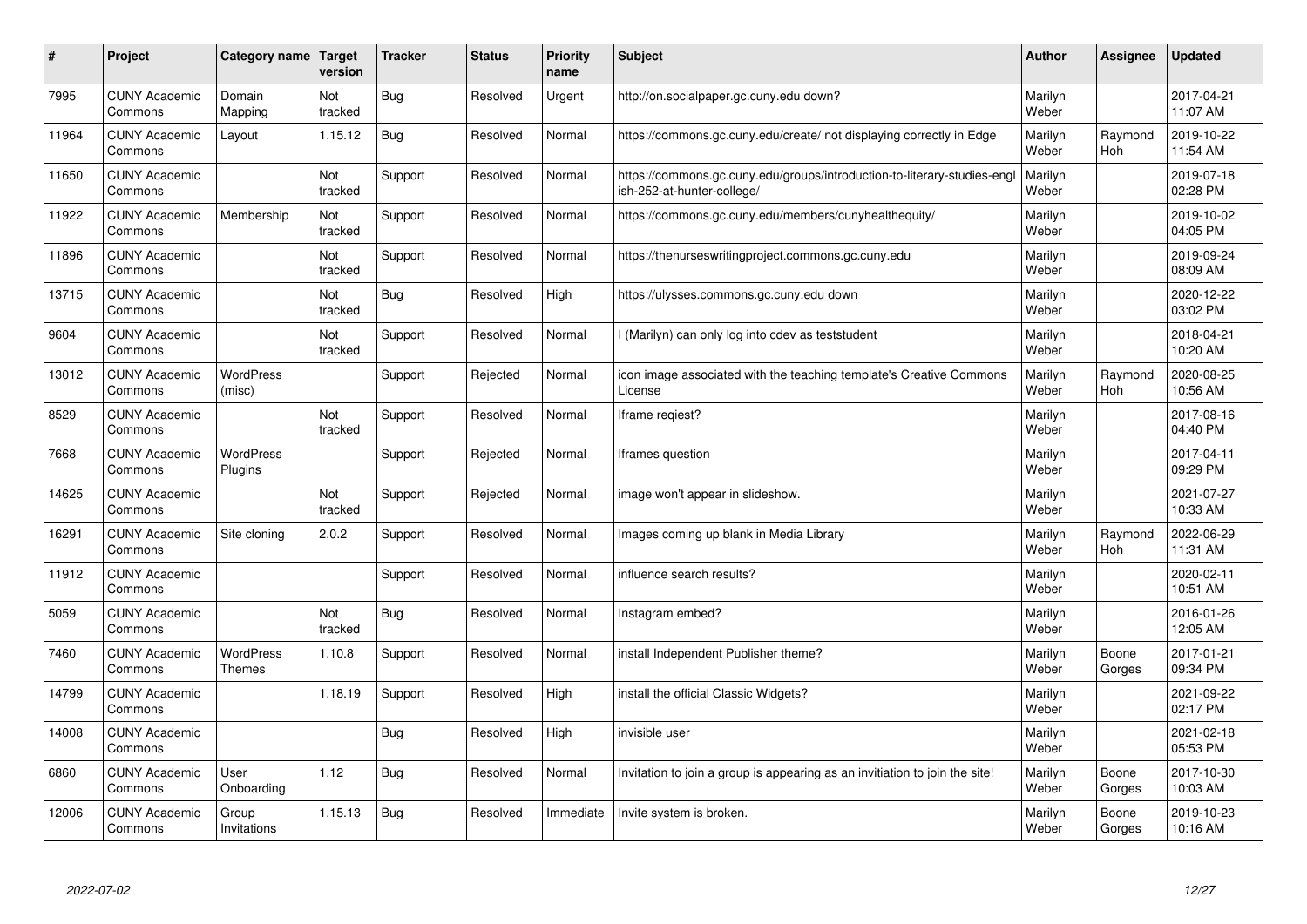| # | Project | Category name | Target version | Tracker | Status | Priority name | Subject | Author | Assignee | Updated |
|---|---|---|---|---|---|---|---|---|---|---|
| 7995 | CUNY Academic Commons | Domain Mapping | Not tracked | Bug | Resolved | Urgent | http://on.socialpaper.gc.cuny.edu down? | Marilyn Weber | | 2017-04-21 11:07 AM |
| 11964 | CUNY Academic Commons | Layout | 1.15.12 | Bug | Resolved | Normal | https://commons.gc.cuny.edu/create/ not displaying correctly in Edge | Marilyn Weber | Raymond Hoh | 2019-10-22 11:54 AM |
| 11650 | CUNY Academic Commons | | Not tracked | Support | Resolved | Normal | https://commons.gc.cuny.edu/groups/introduction-to-literary-studies-english-252-at-hunter-college/ | Marilyn Weber | | 2019-07-18 02:28 PM |
| 11922 | CUNY Academic Commons | Membership | Not tracked | Support | Resolved | Normal | https://commons.gc.cuny.edu/members/cunyhealthequity/ | Marilyn Weber | | 2019-10-02 04:05 PM |
| 11896 | CUNY Academic Commons | | Not tracked | Support | Resolved | Normal | https://thenurseswritingproject.commons.gc.cuny.edu | Marilyn Weber | | 2019-09-24 08:09 AM |
| 13715 | CUNY Academic Commons | | Not tracked | Bug | Resolved | High | https://ulysses.commons.gc.cuny.edu down | Marilyn Weber | | 2020-12-22 03:02 PM |
| 9604 | CUNY Academic Commons | | Not tracked | Support | Resolved | Normal | I (Marilyn) can only log into cdev as teststudent | Marilyn Weber | | 2018-04-21 10:20 AM |
| 13012 | CUNY Academic Commons | WordPress (misc) | | Support | Rejected | Normal | icon image associated with the teaching template's Creative Commons License | Marilyn Weber | Raymond Hoh | 2020-08-25 10:56 AM |
| 8529 | CUNY Academic Commons | | Not tracked | Support | Resolved | Normal | Iframe reqiest? | Marilyn Weber | | 2017-08-16 04:40 PM |
| 7668 | CUNY Academic Commons | WordPress Plugins | | Support | Rejected | Normal | Iframes question | Marilyn Weber | | 2017-04-11 09:29 PM |
| 14625 | CUNY Academic Commons | | Not tracked | Support | Rejected | Normal | image won't appear in slideshow. | Marilyn Weber | | 2021-07-27 10:33 AM |
| 16291 | CUNY Academic Commons | Site cloning | 2.0.2 | Support | Resolved | Normal | Images coming up blank in Media Library | Marilyn Weber | Raymond Hoh | 2022-06-29 11:31 AM |
| 11912 | CUNY Academic Commons | | | Support | Resolved | Normal | influence search results? | Marilyn Weber | | 2020-02-11 10:51 AM |
| 5059 | CUNY Academic Commons | | Not tracked | Bug | Resolved | Normal | Instagram embed? | Marilyn Weber | | 2016-01-26 12:05 AM |
| 7460 | CUNY Academic Commons | WordPress Themes | 1.10.8 | Support | Resolved | Normal | install Independent Publisher theme? | Marilyn Weber | Boone Gorges | 2017-01-21 09:34 PM |
| 14799 | CUNY Academic Commons | | 1.18.19 | Support | Resolved | High | install the official Classic Widgets? | Marilyn Weber | | 2021-09-22 02:17 PM |
| 14008 | CUNY Academic Commons | | | Bug | Resolved | High | invisible user | Marilyn Weber | | 2021-02-18 05:53 PM |
| 6860 | CUNY Academic Commons | User Onboarding | 1.12 | Bug | Resolved | Normal | Invitation to join a group is appearing as an invitiation to join the site! | Marilyn Weber | Boone Gorges | 2017-10-30 10:03 AM |
| 12006 | CUNY Academic Commons | Group Invitations | 1.15.13 | Bug | Resolved | Immediate | Invite system is broken. | Marilyn Weber | Boone Gorges | 2019-10-23 10:16 AM |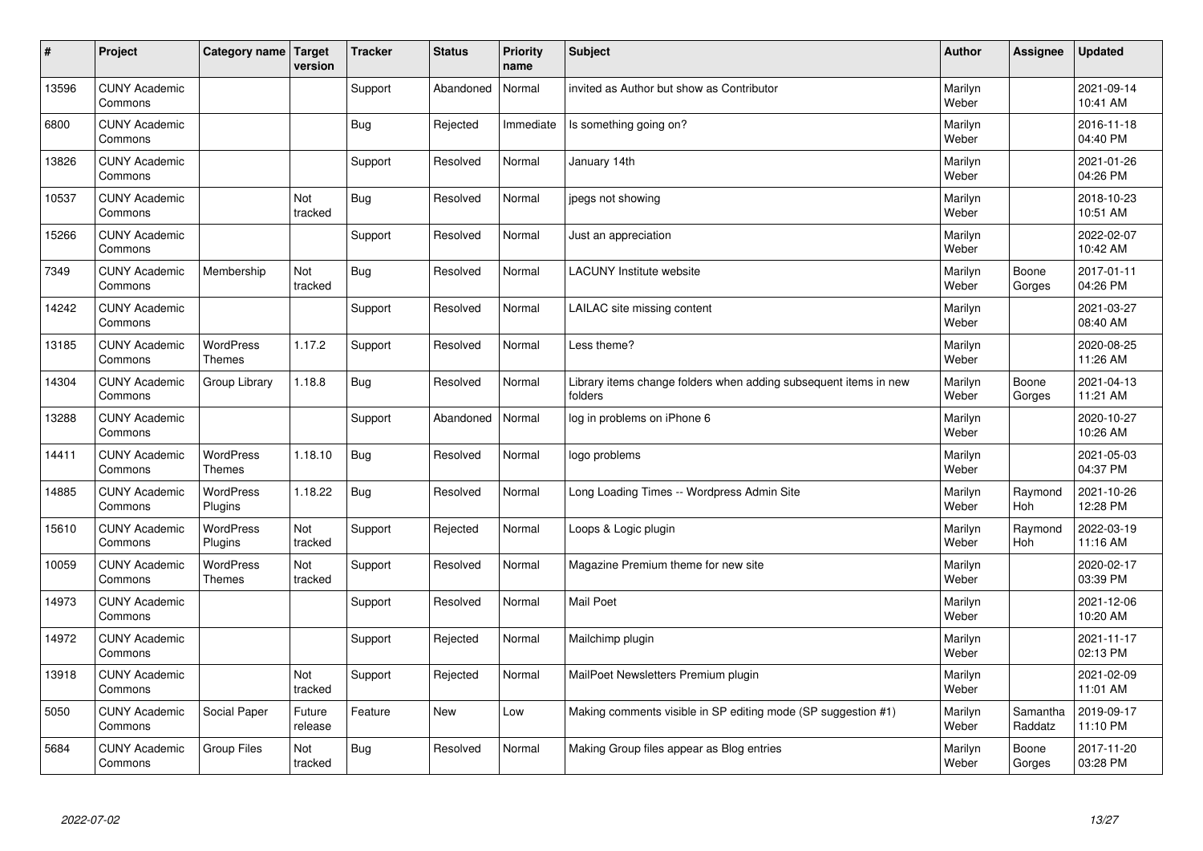| # | Project | Category name | Target version | Tracker | Status | Priority name | Subject | Author | Assignee | Updated |
|---|---|---|---|---|---|---|---|---|---|---|
| 13596 | CUNY Academic Commons | | | Support | Abandoned | Normal | invited as Author but show as Contributor | Marilyn Weber | | 2021-09-14 10:41 AM |
| 6800 | CUNY Academic Commons | | | Bug | Rejected | Immediate | Is something going on? | Marilyn Weber | | 2016-11-18 04:40 PM |
| 13826 | CUNY Academic Commons | | | Support | Resolved | Normal | January 14th | Marilyn Weber | | 2021-01-26 04:26 PM |
| 10537 | CUNY Academic Commons | | Not tracked | Bug | Resolved | Normal | jpegs not showing | Marilyn Weber | | 2018-10-23 10:51 AM |
| 15266 | CUNY Academic Commons | | | Support | Resolved | Normal | Just an appreciation | Marilyn Weber | | 2022-02-07 10:42 AM |
| 7349 | CUNY Academic Commons | Membership | Not tracked | Bug | Resolved | Normal | LACUNY Institute website | Marilyn Weber | Boone Gorges | 2017-01-11 04:26 PM |
| 14242 | CUNY Academic Commons | | | Support | Resolved | Normal | LAILAC site missing content | Marilyn Weber | | 2021-03-27 08:40 AM |
| 13185 | CUNY Academic Commons | WordPress Themes | 1.17.2 | Support | Resolved | Normal | Less theme? | Marilyn Weber | | 2020-08-25 11:26 AM |
| 14304 | CUNY Academic Commons | Group Library | 1.18.8 | Bug | Resolved | Normal | Library items change folders when adding subsequent items in new folders | Marilyn Weber | Boone Gorges | 2021-04-13 11:21 AM |
| 13288 | CUNY Academic Commons | | | Support | Abandoned | Normal | log in problems on iPhone 6 | Marilyn Weber | | 2020-10-27 10:26 AM |
| 14411 | CUNY Academic Commons | WordPress Themes | 1.18.10 | Bug | Resolved | Normal | logo problems | Marilyn Weber | | 2021-05-03 04:37 PM |
| 14885 | CUNY Academic Commons | WordPress Plugins | 1.18.22 | Bug | Resolved | Normal | Long Loading Times -- Wordpress Admin Site | Marilyn Weber | Raymond Hoh | 2021-10-26 12:28 PM |
| 15610 | CUNY Academic Commons | WordPress Plugins | Not tracked | Support | Rejected | Normal | Loops & Logic plugin | Marilyn Weber | Raymond Hoh | 2022-03-19 11:16 AM |
| 10059 | CUNY Academic Commons | WordPress Themes | Not tracked | Support | Resolved | Normal | Magazine Premium theme for new site | Marilyn Weber | | 2020-02-17 03:39 PM |
| 14973 | CUNY Academic Commons | | | Support | Resolved | Normal | Mail Poet | Marilyn Weber | | 2021-12-06 10:20 AM |
| 14972 | CUNY Academic Commons | | | Support | Rejected | Normal | Mailchimp plugin | Marilyn Weber | | 2021-11-17 02:13 PM |
| 13918 | CUNY Academic Commons | | Not tracked | Support | Rejected | Normal | MailPoet Newsletters Premium plugin | Marilyn Weber | | 2021-02-09 11:01 AM |
| 5050 | CUNY Academic Commons | Social Paper | Future release | Feature | New | Low | Making comments visible in SP editing mode (SP suggestion #1) | Marilyn Weber | Samantha Raddatz | 2019-09-17 11:10 PM |
| 5684 | CUNY Academic Commons | Group Files | Not tracked | Bug | Resolved | Normal | Making Group files appear as Blog entries | Marilyn Weber | Boone Gorges | 2017-11-20 03:28 PM |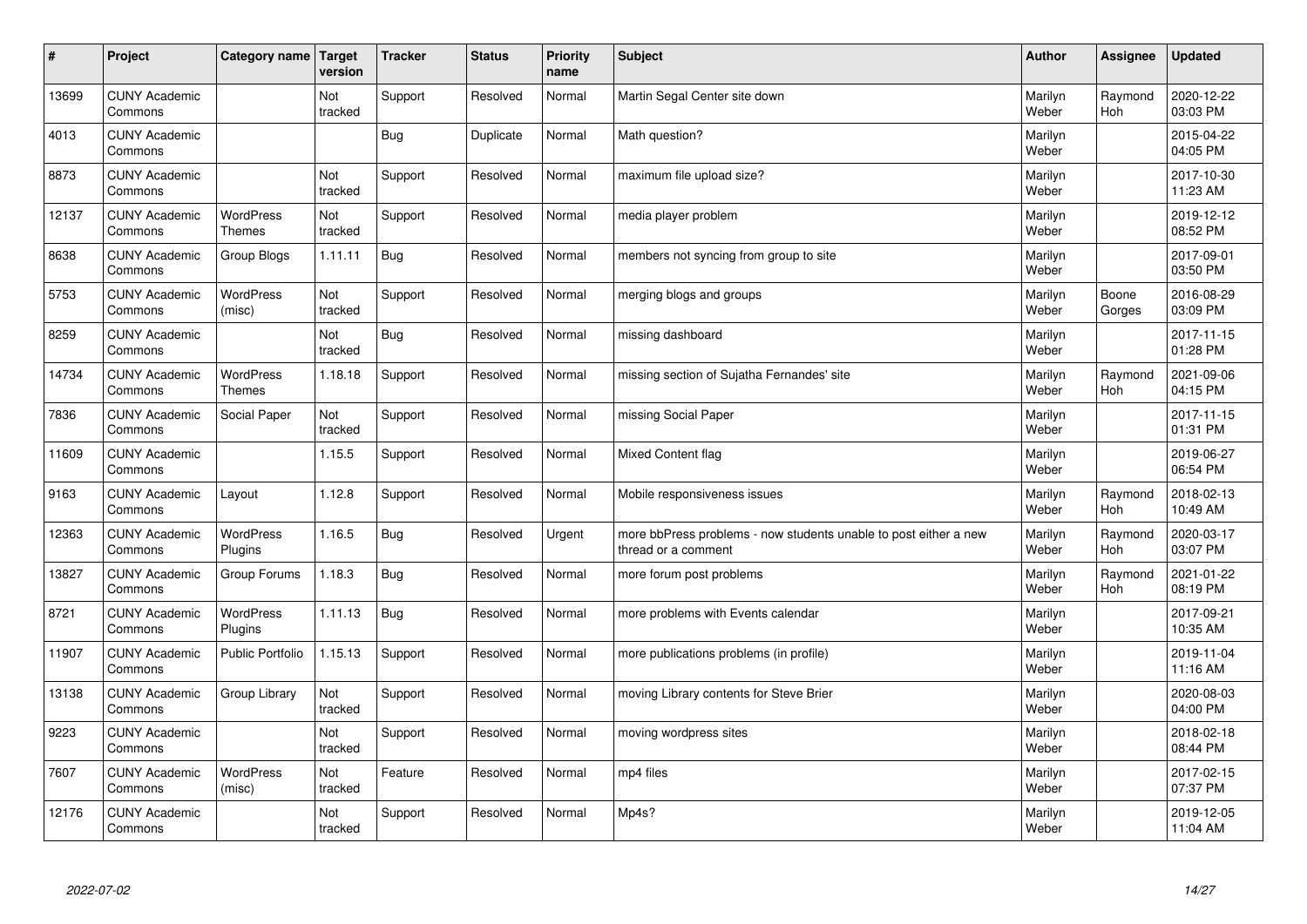| # | Project | Category name | Target version | Tracker | Status | Priority name | Subject | Author | Assignee | Updated |
|---|---|---|---|---|---|---|---|---|---|---|
| 13699 | CUNY Academic Commons | | Not tracked | Support | Resolved | Normal | Martin Segal Center site down | Marilyn Weber | Raymond Hoh | 2020-12-22 03:03 PM |
| 4013 | CUNY Academic Commons | | | Bug | Duplicate | Normal | Math question? | Marilyn Weber | | 2015-04-22 04:05 PM |
| 8873 | CUNY Academic Commons | | Not tracked | Support | Resolved | Normal | maximum file upload size? | Marilyn Weber | | 2017-10-30 11:23 AM |
| 12137 | CUNY Academic Commons | WordPress Themes | Not tracked | Support | Resolved | Normal | media player problem | Marilyn Weber | | 2019-12-12 08:52 PM |
| 8638 | CUNY Academic Commons | Group Blogs | 1.11.11 | Bug | Resolved | Normal | members not syncing from group to site | Marilyn Weber | | 2017-09-01 03:50 PM |
| 5753 | CUNY Academic Commons | WordPress (misc) | Not tracked | Support | Resolved | Normal | merging blogs and groups | Marilyn Weber | Boone Gorges | 2016-08-29 03:09 PM |
| 8259 | CUNY Academic Commons | | Not tracked | Bug | Resolved | Normal | missing dashboard | Marilyn Weber | | 2017-11-15 01:28 PM |
| 14734 | CUNY Academic Commons | WordPress Themes | 1.18.18 | Support | Resolved | Normal | missing section of Sujatha Fernandes' site | Marilyn Weber | Raymond Hoh | 2021-09-06 04:15 PM |
| 7836 | CUNY Academic Commons | Social Paper | Not tracked | Support | Resolved | Normal | missing Social Paper | Marilyn Weber | | 2017-11-15 01:31 PM |
| 11609 | CUNY Academic Commons | | 1.15.5 | Support | Resolved | Normal | Mixed Content flag | Marilyn Weber | | 2019-06-27 06:54 PM |
| 9163 | CUNY Academic Commons | Layout | 1.12.8 | Support | Resolved | Normal | Mobile responsiveness issues | Marilyn Weber | Raymond Hoh | 2018-02-13 10:49 AM |
| 12363 | CUNY Academic Commons | WordPress Plugins | 1.16.5 | Bug | Resolved | Urgent | more bbPress problems - now students unable to post either a new thread or a comment | Marilyn Weber | Raymond Hoh | 2020-03-17 03:07 PM |
| 13827 | CUNY Academic Commons | Group Forums | 1.18.3 | Bug | Resolved | Normal | more forum post problems | Marilyn Weber | Raymond Hoh | 2021-01-22 08:19 PM |
| 8721 | CUNY Academic Commons | WordPress Plugins | 1.11.13 | Bug | Resolved | Normal | more problems with Events calendar | Marilyn Weber | | 2017-09-21 10:35 AM |
| 11907 | CUNY Academic Commons | Public Portfolio | 1.15.13 | Support | Resolved | Normal | more publications problems (in profile) | Marilyn Weber | | 2019-11-04 11:16 AM |
| 13138 | CUNY Academic Commons | Group Library | Not tracked | Support | Resolved | Normal | moving Library contents for Steve Brier | Marilyn Weber | | 2020-08-03 04:00 PM |
| 9223 | CUNY Academic Commons | | Not tracked | Support | Resolved | Normal | moving wordpress sites | Marilyn Weber | | 2018-02-18 08:44 PM |
| 7607 | CUNY Academic Commons | WordPress (misc) | Not tracked | Feature | Resolved | Normal | mp4 files | Marilyn Weber | | 2017-02-15 07:37 PM |
| 12176 | CUNY Academic Commons | | Not tracked | Support | Resolved | Normal | Mp4s? | Marilyn Weber | | 2019-12-05 11:04 AM |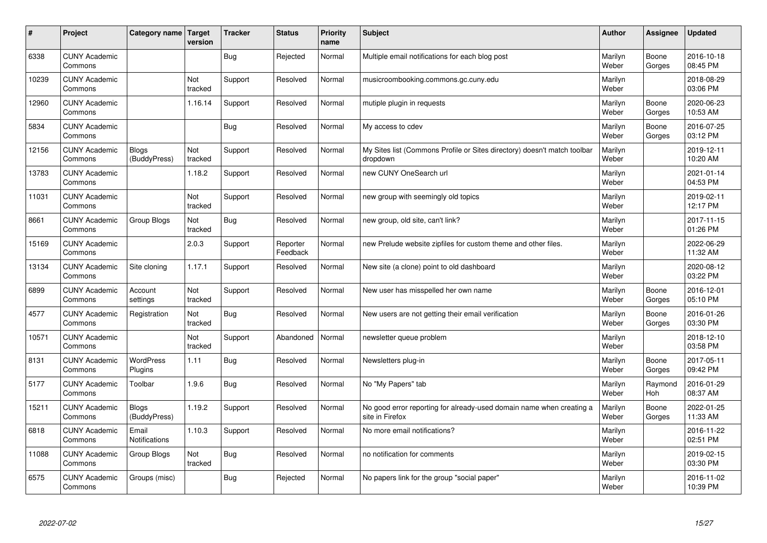| # | Project | Category name | Target version | Tracker | Status | Priority name | Subject | Author | Assignee | Updated |
|---|---|---|---|---|---|---|---|---|---|---|
| 6338 | CUNY Academic Commons | | | Bug | Rejected | Normal | Multiple email notifications for each blog post | Marilyn Weber | Boone Gorges | 2016-10-18 08:45 PM |
| 10239 | CUNY Academic Commons | | Not tracked | Support | Resolved | Normal | musicroombooking.commons.gc.cuny.edu | Marilyn Weber | | 2018-08-29 03:06 PM |
| 12960 | CUNY Academic Commons | | 1.16.14 | Support | Resolved | Normal | mutiple plugin in requests | Marilyn Weber | Boone Gorges | 2020-06-23 10:53 AM |
| 5834 | CUNY Academic Commons | | | Bug | Resolved | Normal | My access to cdev | Marilyn Weber | Boone Gorges | 2016-07-25 03:12 PM |
| 12156 | CUNY Academic Commons | Blogs (BuddyPress) | Not tracked | Support | Resolved | Normal | My Sites list (Commons Profile or Sites directory) doesn't match toolbar dropdown | Marilyn Weber | | 2019-12-11 10:20 AM |
| 13783 | CUNY Academic Commons | | 1.18.2 | Support | Resolved | Normal | new CUNY OneSearch url | Marilyn Weber | | 2021-01-14 04:53 PM |
| 11031 | CUNY Academic Commons | | Not tracked | Support | Resolved | Normal | new group with seemingly old topics | Marilyn Weber | | 2019-02-11 12:17 PM |
| 8661 | CUNY Academic Commons | Group Blogs | Not tracked | Bug | Resolved | Normal | new group, old site, can't link? | Marilyn Weber | | 2017-11-15 01:26 PM |
| 15169 | CUNY Academic Commons | | 2.0.3 | Support | Reporter Feedback | Normal | new Prelude website zipfiles for custom theme and other files. | Marilyn Weber | | 2022-06-29 11:32 AM |
| 13134 | CUNY Academic Commons | Site cloning | 1.17.1 | Support | Resolved | Normal | New site (a clone) point to old dashboard | Marilyn Weber | | 2020-08-12 03:22 PM |
| 6899 | CUNY Academic Commons | Account settings | Not tracked | Support | Resolved | Normal | New user has misspelled her own name | Marilyn Weber | Boone Gorges | 2016-12-01 05:10 PM |
| 4577 | CUNY Academic Commons | Registration | Not tracked | Bug | Resolved | Normal | New users are not getting their email verification | Marilyn Weber | Boone Gorges | 2016-01-26 03:30 PM |
| 10571 | CUNY Academic Commons | | Not tracked | Support | Abandoned | Normal | newsletter queue problem | Marilyn Weber | | 2018-12-10 03:58 PM |
| 8131 | CUNY Academic Commons | WordPress Plugins | 1.11 | Bug | Resolved | Normal | Newsletters plug-in | Marilyn Weber | Boone Gorges | 2017-05-11 09:42 PM |
| 5177 | CUNY Academic Commons | Toolbar | 1.9.6 | Bug | Resolved | Normal | No "My Papers" tab | Marilyn Weber | Raymond Hoh | 2016-01-29 08:37 AM |
| 15211 | CUNY Academic Commons | Blogs (BuddyPress) | 1.19.2 | Support | Resolved | Normal | No good error reporting for already-used domain name when creating a site in Firefox | Marilyn Weber | Boone Gorges | 2022-01-25 11:33 AM |
| 6818 | CUNY Academic Commons | Email Notifications | 1.10.3 | Support | Resolved | Normal | No more email notifications? | Marilyn Weber | | 2016-11-22 02:51 PM |
| 11088 | CUNY Academic Commons | Group Blogs | Not tracked | Bug | Resolved | Normal | no notification for comments | Marilyn Weber | | 2019-02-15 03:30 PM |
| 6575 | CUNY Academic Commons | Groups (misc) | | Bug | Rejected | Normal | No papers link for the group "social paper" | Marilyn Weber | | 2016-11-02 10:39 PM |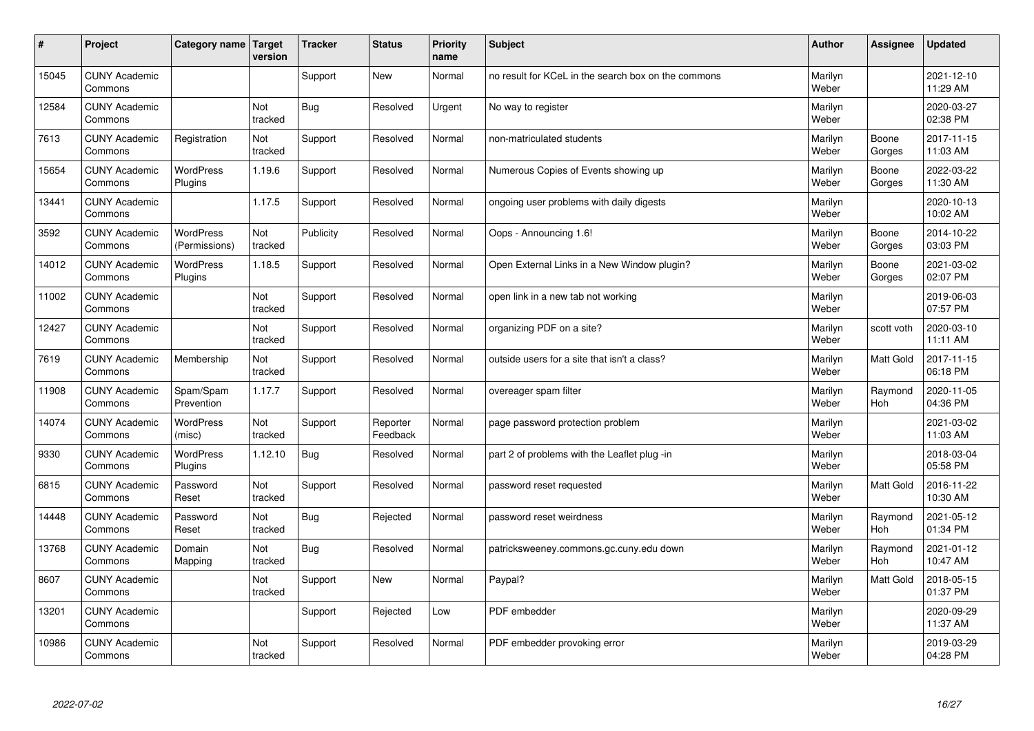| # | Project | Category name | Target version | Tracker | Status | Priority name | Subject | Author | Assignee | Updated |
|---|---|---|---|---|---|---|---|---|---|---|
| 15045 | CUNY Academic Commons | | | Support | New | Normal | no result for KCeL in the search box on the commons | Marilyn Weber | | 2021-12-10 11:29 AM |
| 12584 | CUNY Academic Commons | | Not tracked | Bug | Resolved | Urgent | No way to register | Marilyn Weber | | 2020-03-27 02:38 PM |
| 7613 | CUNY Academic Commons | Registration | Not tracked | Support | Resolved | Normal | non-matriculated students | Marilyn Weber | Boone Gorges | 2017-11-15 11:03 AM |
| 15654 | CUNY Academic Commons | WordPress Plugins | 1.19.6 | Support | Resolved | Normal | Numerous Copies of Events showing up | Marilyn Weber | Boone Gorges | 2022-03-22 11:30 AM |
| 13441 | CUNY Academic Commons | | 1.17.5 | Support | Resolved | Normal | ongoing user problems with daily digests | Marilyn Weber | | 2020-10-13 10:02 AM |
| 3592 | CUNY Academic Commons | WordPress (Permissions) | Not tracked | Publicity | Resolved | Normal | Oops - Announcing 1.6! | Marilyn Weber | Boone Gorges | 2014-10-22 03:03 PM |
| 14012 | CUNY Academic Commons | WordPress Plugins | 1.18.5 | Support | Resolved | Normal | Open External Links in a New Window plugin? | Marilyn Weber | Boone Gorges | 2021-03-02 02:07 PM |
| 11002 | CUNY Academic Commons | | Not tracked | Support | Resolved | Normal | open link in a new tab not working | Marilyn Weber | | 2019-06-03 07:57 PM |
| 12427 | CUNY Academic Commons | | Not tracked | Support | Resolved | Normal | organizing PDF on a site? | Marilyn Weber | scott voth | 2020-03-10 11:11 AM |
| 7619 | CUNY Academic Commons | Membership | Not tracked | Support | Resolved | Normal | outside users for a site that isn't a class? | Marilyn Weber | Matt Gold | 2017-11-15 06:18 PM |
| 11908 | CUNY Academic Commons | Spam/Spam Prevention | 1.17.7 | Support | Resolved | Normal | overeager spam filter | Marilyn Weber | Raymond Hoh | 2020-11-05 04:36 PM |
| 14074 | CUNY Academic Commons | WordPress (misc) | Not tracked | Support | Reporter Feedback | Normal | page password protection problem | Marilyn Weber | | 2021-03-02 11:03 AM |
| 9330 | CUNY Academic Commons | WordPress Plugins | 1.12.10 | Bug | Resolved | Normal | part 2 of problems with the Leaflet plug -in | Marilyn Weber | | 2018-03-04 05:58 PM |
| 6815 | CUNY Academic Commons | Password Reset | Not tracked | Support | Resolved | Normal | password reset requested | Marilyn Weber | Matt Gold | 2016-11-22 10:30 AM |
| 14448 | CUNY Academic Commons | Password Reset | Not tracked | Bug | Rejected | Normal | password reset weirdness | Marilyn Weber | Raymond Hoh | 2021-05-12 01:34 PM |
| 13768 | CUNY Academic Commons | Domain Mapping | Not tracked | Bug | Resolved | Normal | patricksweeney.commons.gc.cuny.edu down | Marilyn Weber | Raymond Hoh | 2021-01-12 10:47 AM |
| 8607 | CUNY Academic Commons | | Not tracked | Support | New | Normal | Paypal? | Marilyn Weber | Matt Gold | 2018-05-15 01:37 PM |
| 13201 | CUNY Academic Commons | | | Support | Rejected | Low | PDF embedder | Marilyn Weber | | 2020-09-29 11:37 AM |
| 10986 | CUNY Academic Commons | | Not tracked | Support | Resolved | Normal | PDF embedder provoking error | Marilyn Weber | | 2019-03-29 04:28 PM |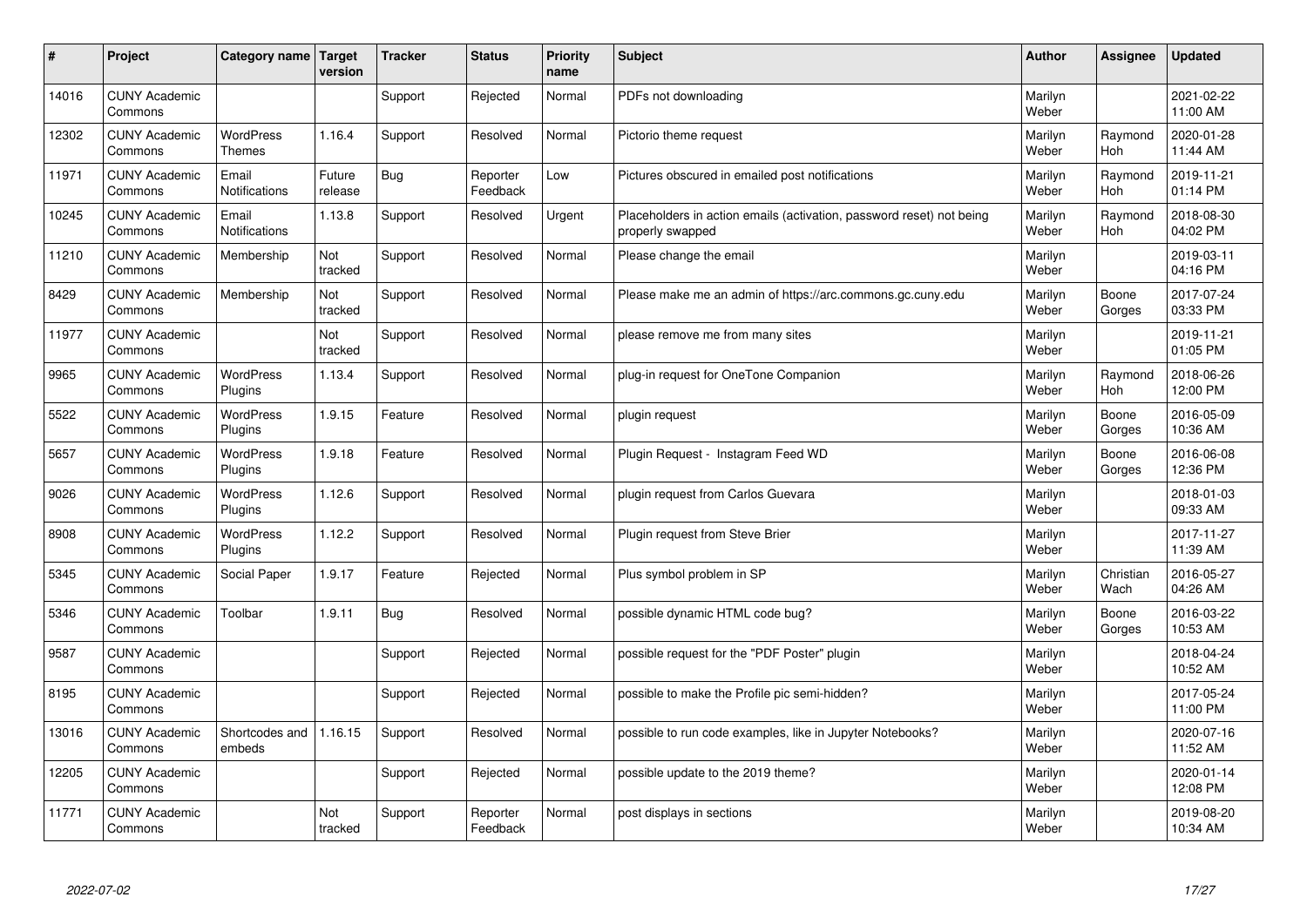| # | Project | Category name | Target version | Tracker | Status | Priority name | Subject | Author | Assignee | Updated |
|---|---|---|---|---|---|---|---|---|---|---|
| 14016 | CUNY Academic Commons | | | Support | Rejected | Normal | PDFs not downloading | Marilyn Weber | | 2021-02-22 11:00 AM |
| 12302 | CUNY Academic Commons | WordPress Themes | 1.16.4 | Support | Resolved | Normal | Pictorio theme request | Marilyn Weber | Raymond Hoh | 2020-01-28 11:44 AM |
| 11971 | CUNY Academic Commons | Email Notifications | Future release | Bug | Reporter Feedback | Low | Pictures obscured in emailed post notifications | Marilyn Weber | Raymond Hoh | 2019-11-21 01:14 PM |
| 10245 | CUNY Academic Commons | Email Notifications | 1.13.8 | Support | Resolved | Urgent | Placeholders in action emails (activation, password reset) not being properly swapped | Marilyn Weber | Raymond Hoh | 2018-08-30 04:02 PM |
| 11210 | CUNY Academic Commons | Membership | Not tracked | Support | Resolved | Normal | Please change the email | Marilyn Weber | | 2019-03-11 04:16 PM |
| 8429 | CUNY Academic Commons | Membership | Not tracked | Support | Resolved | Normal | Please make me an admin of https://arc.commons.gc.cuny.edu | Marilyn Weber | Boone Gorges | 2017-07-24 03:33 PM |
| 11977 | CUNY Academic Commons | | Not tracked | Support | Resolved | Normal | please remove me from many sites | Marilyn Weber | | 2019-11-21 01:05 PM |
| 9965 | CUNY Academic Commons | WordPress Plugins | 1.13.4 | Support | Resolved | Normal | plug-in request for OneTone Companion | Marilyn Weber | Raymond Hoh | 2018-06-26 12:00 PM |
| 5522 | CUNY Academic Commons | WordPress Plugins | 1.9.15 | Feature | Resolved | Normal | plugin request | Marilyn Weber | Boone Gorges | 2016-05-09 10:36 AM |
| 5657 | CUNY Academic Commons | WordPress Plugins | 1.9.18 | Feature | Resolved | Normal | Plugin Request - Instagram Feed WD | Marilyn Weber | Boone Gorges | 2016-06-08 12:36 PM |
| 9026 | CUNY Academic Commons | WordPress Plugins | 1.12.6 | Support | Resolved | Normal | plugin request from Carlos Guevara | Marilyn Weber | | 2018-01-03 09:33 AM |
| 8908 | CUNY Academic Commons | WordPress Plugins | 1.12.2 | Support | Resolved | Normal | Plugin request from Steve Brier | Marilyn Weber | | 2017-11-27 11:39 AM |
| 5345 | CUNY Academic Commons | Social Paper | 1.9.17 | Feature | Rejected | Normal | Plus symbol problem in SP | Marilyn Weber | Christian Wach | 2016-05-27 04:26 AM |
| 5346 | CUNY Academic Commons | Toolbar | 1.9.11 | Bug | Resolved | Normal | possible dynamic HTML code bug? | Marilyn Weber | Boone Gorges | 2016-03-22 10:53 AM |
| 9587 | CUNY Academic Commons | | | Support | Rejected | Normal | possible request for the "PDF Poster" plugin | Marilyn Weber | | 2018-04-24 10:52 AM |
| 8195 | CUNY Academic Commons | | | Support | Rejected | Normal | possible to make the Profile pic semi-hidden? | Marilyn Weber | | 2017-05-24 11:00 PM |
| 13016 | CUNY Academic Commons | Shortcodes and embeds | 1.16.15 | Support | Resolved | Normal | possible to run code examples, like in Jupyter Notebooks? | Marilyn Weber | | 2020-07-16 11:52 AM |
| 12205 | CUNY Academic Commons | | | Support | Rejected | Normal | possible update to the 2019 theme? | Marilyn Weber | | 2020-01-14 12:08 PM |
| 11771 | CUNY Academic Commons | | Not tracked | Support | Reporter Feedback | Normal | post displays in sections | Marilyn Weber | | 2019-08-20 10:34 AM |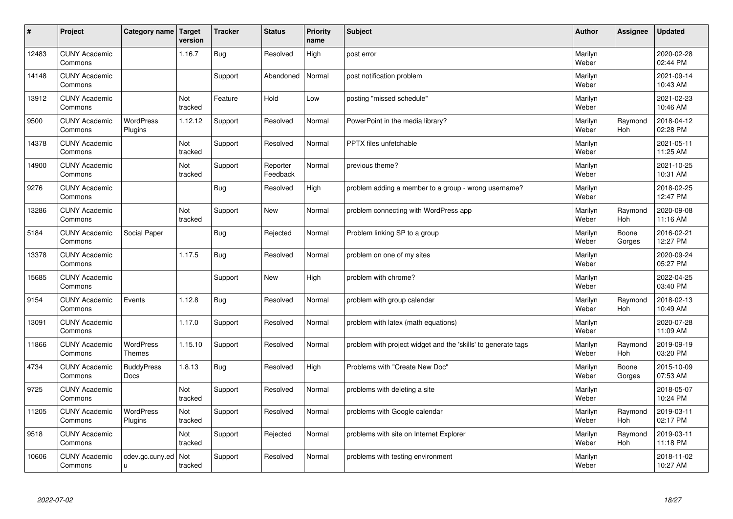| # | Project | Category name | Target version | Tracker | Status | Priority name | Subject | Author | Assignee | Updated |
|---|---|---|---|---|---|---|---|---|---|---|
| 12483 | CUNY Academic Commons | | 1.16.7 | Bug | Resolved | High | post error | Marilyn Weber | | 2020-02-28 02:44 PM |
| 14148 | CUNY Academic Commons | | | Support | Abandoned | Normal | post notification problem | Marilyn Weber | | 2021-09-14 10:43 AM |
| 13912 | CUNY Academic Commons | | Not tracked | Feature | Hold | Low | posting "missed schedule" | Marilyn Weber | | 2021-02-23 10:46 AM |
| 9500 | CUNY Academic Commons | WordPress Plugins | 1.12.12 | Support | Resolved | Normal | PowerPoint in the media library? | Marilyn Weber | Raymond Hoh | 2018-04-12 02:28 PM |
| 14378 | CUNY Academic Commons | | Not tracked | Support | Resolved | Normal | PPTX files unfetchable | Marilyn Weber | | 2021-05-11 11:25 AM |
| 14900 | CUNY Academic Commons | | Not tracked | Support | Reporter Feedback | Normal | previous theme? | Marilyn Weber | | 2021-10-25 10:31 AM |
| 9276 | CUNY Academic Commons | | | Bug | Resolved | High | problem adding a member to a group - wrong username? | Marilyn Weber | | 2018-02-25 12:47 PM |
| 13286 | CUNY Academic Commons | | Not tracked | Support | New | Normal | problem connecting with WordPress app | Marilyn Weber | Raymond Hoh | 2020-09-08 11:16 AM |
| 5184 | CUNY Academic Commons | Social Paper | | Bug | Rejected | Normal | Problem linking SP to a group | Marilyn Weber | Boone Gorges | 2016-02-21 12:27 PM |
| 13378 | CUNY Academic Commons | | 1.17.5 | Bug | Resolved | Normal | problem on one of my sites | Marilyn Weber | | 2020-09-24 05:27 PM |
| 15685 | CUNY Academic Commons | | | Support | New | High | problem with chrome? | Marilyn Weber | | 2022-04-25 03:40 PM |
| 9154 | CUNY Academic Commons | Events | 1.12.8 | Bug | Resolved | Normal | problem with group calendar | Marilyn Weber | Raymond Hoh | 2018-02-13 10:49 AM |
| 13091 | CUNY Academic Commons | | 1.17.0 | Support | Resolved | Normal | problem with latex (math equations) | Marilyn Weber | | 2020-07-28 11:09 AM |
| 11866 | CUNY Academic Commons | WordPress Themes | 1.15.10 | Support | Resolved | Normal | problem with project widget and the 'skills' to generate tags | Marilyn Weber | Raymond Hoh | 2019-09-19 03:20 PM |
| 4734 | CUNY Academic Commons | BuddyPress Docs | 1.8.13 | Bug | Resolved | High | Problems with "Create New Doc" | Marilyn Weber | Boone Gorges | 2015-10-09 07:53 AM |
| 9725 | CUNY Academic Commons | | Not tracked | Support | Resolved | Normal | problems with deleting a site | Marilyn Weber | | 2018-05-07 10:24 PM |
| 11205 | CUNY Academic Commons | WordPress Plugins | Not tracked | Support | Resolved | Normal | problems with Google calendar | Marilyn Weber | Raymond Hoh | 2019-03-11 02:17 PM |
| 9518 | CUNY Academic Commons | | Not tracked | Support | Rejected | Normal | problems with site on Internet Explorer | Marilyn Weber | Raymond Hoh | 2019-03-11 11:18 PM |
| 10606 | CUNY Academic Commons | cdev.gc.cuny.edu | Not tracked | Support | Resolved | Normal | problems with testing environment | Marilyn Weber | | 2018-11-02 10:27 AM |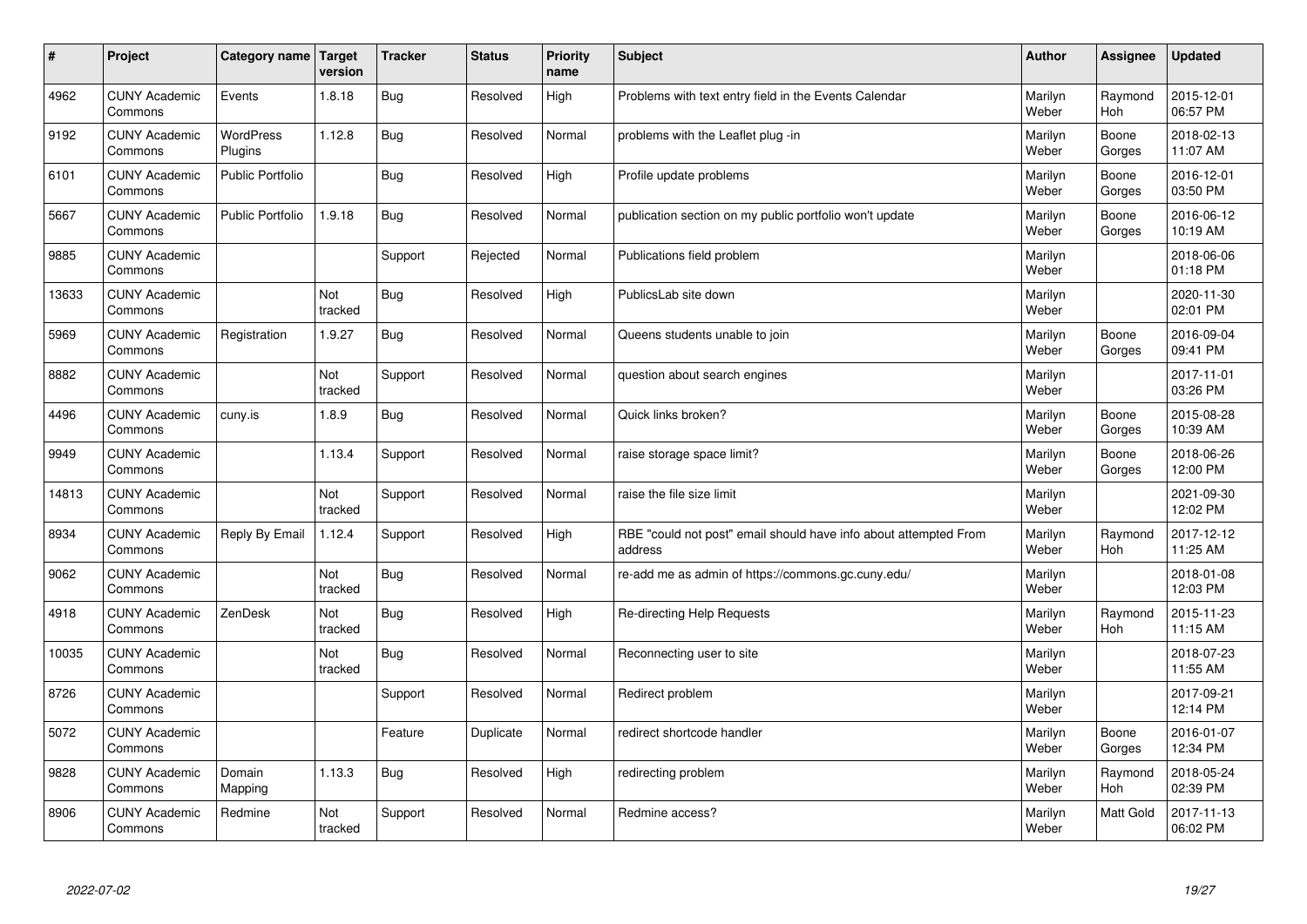| # | Project | Category name | Target version | Tracker | Status | Priority name | Subject | Author | Assignee | Updated |
|---|---|---|---|---|---|---|---|---|---|---|
| 4962 | CUNY Academic Commons | Events | 1.8.18 | Bug | Resolved | High | Problems with text entry field in the Events Calendar | Marilyn Weber | Raymond Hoh | 2015-12-01 06:57 PM |
| 9192 | CUNY Academic Commons | WordPress Plugins | 1.12.8 | Bug | Resolved | Normal | problems with the Leaflet plug -in | Marilyn Weber | Boone Gorges | 2018-02-13 11:07 AM |
| 6101 | CUNY Academic Commons | Public Portfolio | | Bug | Resolved | High | Profile update problems | Marilyn Weber | Boone Gorges | 2016-12-01 03:50 PM |
| 5667 | CUNY Academic Commons | Public Portfolio | 1.9.18 | Bug | Resolved | Normal | publication section on my public portfolio won't update | Marilyn Weber | Boone Gorges | 2016-06-12 10:19 AM |
| 9885 | CUNY Academic Commons | | | Support | Rejected | Normal | Publications field problem | Marilyn Weber | | 2018-06-06 01:18 PM |
| 13633 | CUNY Academic Commons | | Not tracked | Bug | Resolved | High | PublicsLab site down | Marilyn Weber | | 2020-11-30 02:01 PM |
| 5969 | CUNY Academic Commons | Registration | 1.9.27 | Bug | Resolved | Normal | Queens students unable to join | Marilyn Weber | Boone Gorges | 2016-09-04 09:41 PM |
| 8882 | CUNY Academic Commons | | Not tracked | Support | Resolved | Normal | question about search engines | Marilyn Weber | | 2017-11-01 03:26 PM |
| 4496 | CUNY Academic Commons | cuny.is | 1.8.9 | Bug | Resolved | Normal | Quick links broken? | Marilyn Weber | Boone Gorges | 2015-08-28 10:39 AM |
| 9949 | CUNY Academic Commons | | 1.13.4 | Support | Resolved | Normal | raise storage space limit? | Marilyn Weber | Boone Gorges | 2018-06-26 12:00 PM |
| 14813 | CUNY Academic Commons | | Not tracked | Support | Resolved | Normal | raise the file size limit | Marilyn Weber | | 2021-09-30 12:02 PM |
| 8934 | CUNY Academic Commons | Reply By Email | 1.12.4 | Support | Resolved | High | RBE "could not post" email should have info about attempted From address | Marilyn Weber | Raymond Hoh | 2017-12-12 11:25 AM |
| 9062 | CUNY Academic Commons | | Not tracked | Bug | Resolved | Normal | re-add me as admin of https://commons.gc.cuny.edu/ | Marilyn Weber | | 2018-01-08 12:03 PM |
| 4918 | CUNY Academic Commons | ZenDesk | Not tracked | Bug | Resolved | High | Re-directing Help Requests | Marilyn Weber | Raymond Hoh | 2015-11-23 11:15 AM |
| 10035 | CUNY Academic Commons | | Not tracked | Bug | Resolved | Normal | Reconnecting user to site | Marilyn Weber | | 2018-07-23 11:55 AM |
| 8726 | CUNY Academic Commons | | | Support | Resolved | Normal | Redirect problem | Marilyn Weber | | 2017-09-21 12:14 PM |
| 5072 | CUNY Academic Commons | | | Feature | Duplicate | Normal | redirect shortcode handler | Marilyn Weber | Boone Gorges | 2016-01-07 12:34 PM |
| 9828 | CUNY Academic Commons | Domain Mapping | 1.13.3 | Bug | Resolved | High | redirecting problem | Marilyn Weber | Raymond Hoh | 2018-05-24 02:39 PM |
| 8906 | CUNY Academic Commons | Redmine | Not tracked | Support | Resolved | Normal | Redmine access? | Marilyn Weber | Matt Gold | 2017-11-13 06:02 PM |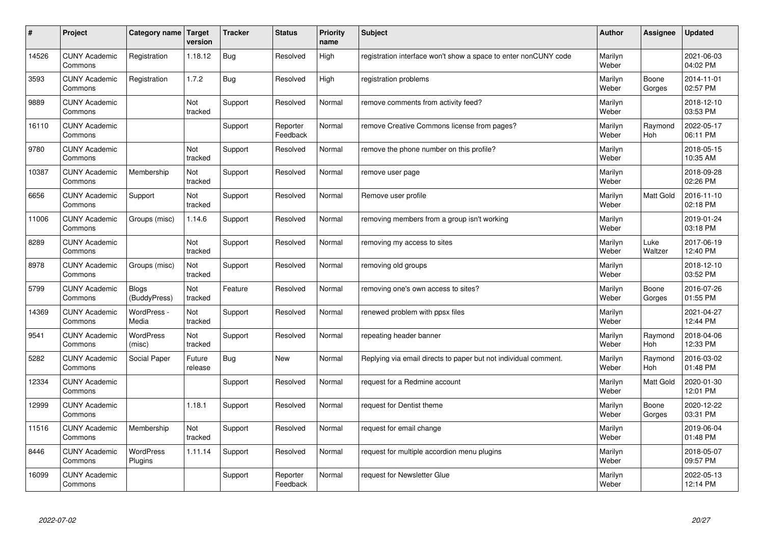| # | Project | Category name | Target version | Tracker | Status | Priority name | Subject | Author | Assignee | Updated |
|---|---|---|---|---|---|---|---|---|---|---|
| 14526 | CUNY Academic Commons | Registration | 1.18.12 | Bug | Resolved | High | registration interface won't show a space to enter nonCUNY code | Marilyn Weber | | 2021-06-03 04:02 PM |
| 3593 | CUNY Academic Commons | Registration | 1.7.2 | Bug | Resolved | High | registration problems | Marilyn Weber | Boone Gorges | 2014-11-01 02:57 PM |
| 9889 | CUNY Academic Commons | | Not tracked | Support | Resolved | Normal | remove comments from activity feed? | Marilyn Weber | | 2018-12-10 03:53 PM |
| 16110 | CUNY Academic Commons | | | Support | Reporter Feedback | Normal | remove Creative Commons license from pages? | Marilyn Weber | Raymond Hoh | 2022-05-17 06:11 PM |
| 9780 | CUNY Academic Commons | | Not tracked | Support | Resolved | Normal | remove the phone number on this profile? | Marilyn Weber | | 2018-05-15 10:35 AM |
| 10387 | CUNY Academic Commons | Membership | Not tracked | Support | Resolved | Normal | remove user page | Marilyn Weber | | 2018-09-28 02:26 PM |
| 6656 | CUNY Academic Commons | Support | Not tracked | Support | Resolved | Normal | Remove user profile | Marilyn Weber | Matt Gold | 2016-11-10 02:18 PM |
| 11006 | CUNY Academic Commons | Groups (misc) | 1.14.6 | Support | Resolved | Normal | removing members from a group isn't working | Marilyn Weber | | 2019-01-24 03:18 PM |
| 8289 | CUNY Academic Commons | | Not tracked | Support | Resolved | Normal | removing my access to sites | Marilyn Weber | Luke Waltzer | 2017-06-19 12:40 PM |
| 8978 | CUNY Academic Commons | Groups (misc) | Not tracked | Support | Resolved | Normal | removing old groups | Marilyn Weber | | 2018-12-10 03:52 PM |
| 5799 | CUNY Academic Commons | Blogs (BuddyPress) | Not tracked | Feature | Resolved | Normal | removing one's own access to sites? | Marilyn Weber | Boone Gorges | 2016-07-26 01:55 PM |
| 14369 | CUNY Academic Commons | WordPress - Media | Not tracked | Support | Resolved | Normal | renewed problem with ppsx files | Marilyn Weber | | 2021-04-27 12:44 PM |
| 9541 | CUNY Academic Commons | WordPress (misc) | Not tracked | Support | Resolved | Normal | repeating header banner | Marilyn Weber | Raymond Hoh | 2018-04-06 12:33 PM |
| 5282 | CUNY Academic Commons | Social Paper | Future release | Bug | New | Normal | Replying via email directs to paper but not individual comment. | Marilyn Weber | Raymond Hoh | 2016-03-02 01:48 PM |
| 12334 | CUNY Academic Commons | | | Support | Resolved | Normal | request for a Redmine account | Marilyn Weber | Matt Gold | 2020-01-30 12:01 PM |
| 12999 | CUNY Academic Commons | | 1.18.1 | Support | Resolved | Normal | request for Dentist theme | Marilyn Weber | Boone Gorges | 2020-12-22 03:31 PM |
| 11516 | CUNY Academic Commons | Membership | Not tracked | Support | Resolved | Normal | request for email change | Marilyn Weber | | 2019-06-04 01:48 PM |
| 8446 | CUNY Academic Commons | WordPress Plugins | 1.11.14 | Support | Resolved | Normal | request for multiple accordion menu plugins | Marilyn Weber | | 2018-05-07 09:57 PM |
| 16099 | CUNY Academic Commons | | | Support | Reporter Feedback | Normal | request for Newsletter Glue | Marilyn Weber | | 2022-05-13 12:14 PM |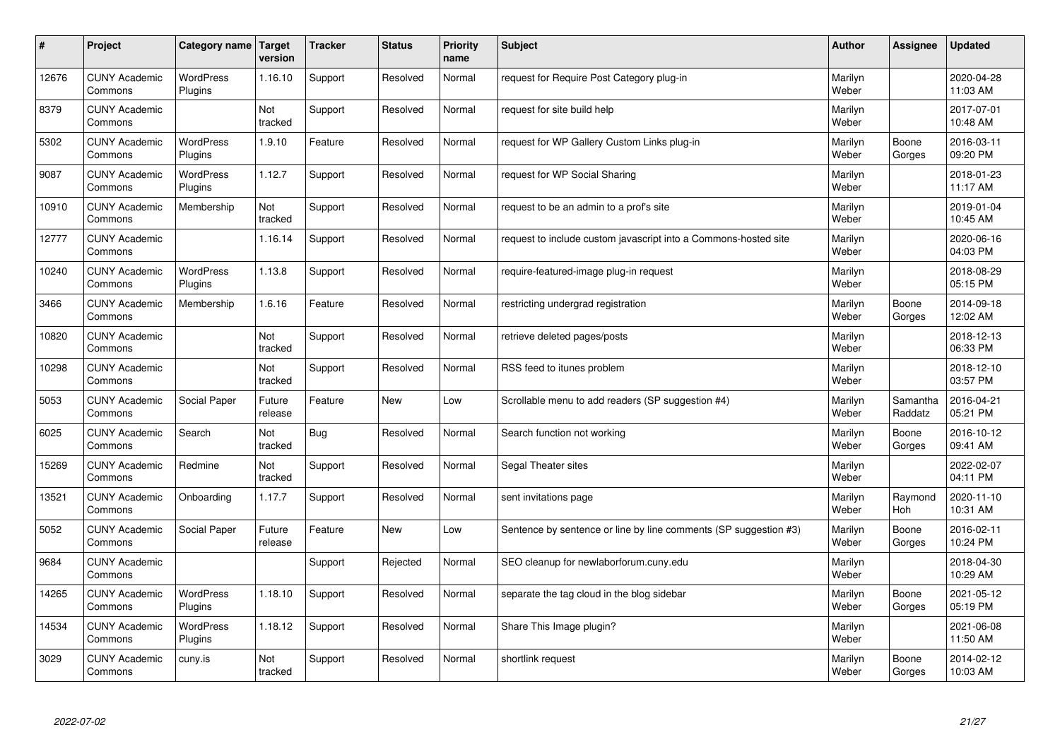| # | Project | Category name | Target version | Tracker | Status | Priority name | Subject | Author | Assignee | Updated |
|---|---|---|---|---|---|---|---|---|---|---|
| 12676 | CUNY Academic Commons | WordPress Plugins | 1.16.10 | Support | Resolved | Normal | request for Require Post Category plug-in | Marilyn Weber | | 2020-04-28 11:03 AM |
| 8379 | CUNY Academic Commons | | Not tracked | Support | Resolved | Normal | request for site build help | Marilyn Weber | | 2017-07-01 10:48 AM |
| 5302 | CUNY Academic Commons | WordPress Plugins | 1.9.10 | Feature | Resolved | Normal | request for WP Gallery Custom Links plug-in | Marilyn Weber | Boone Gorges | 2016-03-11 09:20 PM |
| 9087 | CUNY Academic Commons | WordPress Plugins | 1.12.7 | Support | Resolved | Normal | request for WP Social Sharing | Marilyn Weber | | 2018-01-23 11:17 AM |
| 10910 | CUNY Academic Commons | Membership | Not tracked | Support | Resolved | Normal | request to be an admin to a prof's site | Marilyn Weber | | 2019-01-04 10:45 AM |
| 12777 | CUNY Academic Commons | | 1.16.14 | Support | Resolved | Normal | request to include custom javascript into a Commons-hosted site | Marilyn Weber | | 2020-06-16 04:03 PM |
| 10240 | CUNY Academic Commons | WordPress Plugins | 1.13.8 | Support | Resolved | Normal | require-featured-image plug-in request | Marilyn Weber | | 2018-08-29 05:15 PM |
| 3466 | CUNY Academic Commons | Membership | 1.6.16 | Feature | Resolved | Normal | restricting undergrad registration | Marilyn Weber | Boone Gorges | 2014-09-18 12:02 AM |
| 10820 | CUNY Academic Commons | | Not tracked | Support | Resolved | Normal | retrieve deleted pages/posts | Marilyn Weber | | 2018-12-13 06:33 PM |
| 10298 | CUNY Academic Commons | | Not tracked | Support | Resolved | Normal | RSS feed to itunes problem | Marilyn Weber | | 2018-12-10 03:57 PM |
| 5053 | CUNY Academic Commons | Social Paper | Future release | Feature | New | Low | Scrollable menu to add readers (SP suggestion #4) | Marilyn Weber | Samantha Raddatz | 2016-04-21 05:21 PM |
| 6025 | CUNY Academic Commons | Search | Not tracked | Bug | Resolved | Normal | Search function not working | Marilyn Weber | Boone Gorges | 2016-10-12 09:41 AM |
| 15269 | CUNY Academic Commons | Redmine | Not tracked | Support | Resolved | Normal | Segal Theater sites | Marilyn Weber | | 2022-02-07 04:11 PM |
| 13521 | CUNY Academic Commons | Onboarding | 1.17.7 | Support | Resolved | Normal | sent invitations page | Marilyn Weber | Raymond Hoh | 2020-11-10 10:31 AM |
| 5052 | CUNY Academic Commons | Social Paper | Future release | Feature | New | Low | Sentence by sentence or line by line comments (SP suggestion #3) | Marilyn Weber | Boone Gorges | 2016-02-11 10:24 PM |
| 9684 | CUNY Academic Commons | | | Support | Rejected | Normal | SEO cleanup for newlaborforum.cuny.edu | Marilyn Weber | | 2018-04-30 10:29 AM |
| 14265 | CUNY Academic Commons | WordPress Plugins | 1.18.10 | Support | Resolved | Normal | separate the tag cloud in the blog sidebar | Marilyn Weber | Boone Gorges | 2021-05-12 05:19 PM |
| 14534 | CUNY Academic Commons | WordPress Plugins | 1.18.12 | Support | Resolved | Normal | Share This Image plugin? | Marilyn Weber | | 2021-06-08 11:50 AM |
| 3029 | CUNY Academic Commons | cuny.is | Not tracked | Support | Resolved | Normal | shortlink request | Marilyn Weber | Boone Gorges | 2014-02-12 10:03 AM |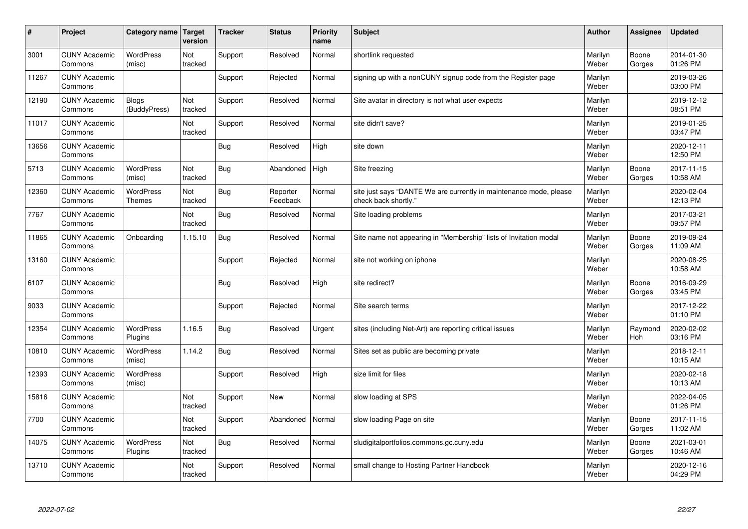| # | Project | Category name | Target version | Tracker | Status | Priority name | Subject | Author | Assignee | Updated |
|---|---|---|---|---|---|---|---|---|---|---|
| 3001 | CUNY Academic Commons | WordPress (misc) | Not tracked | Support | Resolved | Normal | shortlink requested | Marilyn Weber | Boone Gorges | 2014-01-30 01:26 PM |
| 11267 | CUNY Academic Commons | | | Support | Rejected | Normal | signing up with a nonCUNY signup code from the Register page | Marilyn Weber | | 2019-03-26 03:00 PM |
| 12190 | CUNY Academic Commons | Blogs (BuddyPress) | Not tracked | Support | Resolved | Normal | Site avatar in directory is not what user expects | Marilyn Weber | | 2019-12-12 08:51 PM |
| 11017 | CUNY Academic Commons | | Not tracked | Support | Resolved | Normal | site didn't save? | Marilyn Weber | | 2019-01-25 03:47 PM |
| 13656 | CUNY Academic Commons | | | Bug | Resolved | High | site down | Marilyn Weber | | 2020-12-11 12:50 PM |
| 5713 | CUNY Academic Commons | WordPress (misc) | Not tracked | Bug | Abandoned | High | Site freezing | Marilyn Weber | Boone Gorges | 2017-11-15 10:58 AM |
| 12360 | CUNY Academic Commons | WordPress Themes | Not tracked | Bug | Reporter Feedback | Normal | site just says "DANTE We are currently in maintenance mode, please check back shortly." | Marilyn Weber | | 2020-02-04 12:13 PM |
| 7767 | CUNY Academic Commons | | Not tracked | Bug | Resolved | Normal | Site loading problems | Marilyn Weber | | 2017-03-21 09:57 PM |
| 11865 | CUNY Academic Commons | Onboarding | 1.15.10 | Bug | Resolved | Normal | Site name not appearing in "Membership" lists of Invitation modal | Marilyn Weber | Boone Gorges | 2019-09-24 11:09 AM |
| 13160 | CUNY Academic Commons | | | Support | Rejected | Normal | site not working on iphone | Marilyn Weber | | 2020-08-25 10:58 AM |
| 6107 | CUNY Academic Commons | | | Bug | Resolved | High | site redirect? | Marilyn Weber | Boone Gorges | 2016-09-29 03:45 PM |
| 9033 | CUNY Academic Commons | | | Support | Rejected | Normal | Site search terms | Marilyn Weber | | 2017-12-22 01:10 PM |
| 12354 | CUNY Academic Commons | WordPress Plugins | 1.16.5 | Bug | Resolved | Urgent | sites (including Net-Art) are reporting critical issues | Marilyn Weber | Raymond Hoh | 2020-02-02 03:16 PM |
| 10810 | CUNY Academic Commons | WordPress (misc) | 1.14.2 | Bug | Resolved | Normal | Sites set as public are becoming private | Marilyn Weber | | 2018-12-11 10:15 AM |
| 12393 | CUNY Academic Commons | WordPress (misc) | | Support | Resolved | High | size limit for files | Marilyn Weber | | 2020-02-18 10:13 AM |
| 15816 | CUNY Academic Commons | | Not tracked | Support | New | Normal | slow loading at SPS | Marilyn Weber | | 2022-04-05 01:26 PM |
| 7700 | CUNY Academic Commons | | Not tracked | Support | Abandoned | Normal | slow loading Page on site | Marilyn Weber | Boone Gorges | 2017-11-15 11:02 AM |
| 14075 | CUNY Academic Commons | WordPress Plugins | Not tracked | Bug | Resolved | Normal | sludigitalportfolios.commons.gc.cuny.edu | Marilyn Weber | Boone Gorges | 2021-03-01 10:46 AM |
| 13710 | CUNY Academic Commons | | Not tracked | Support | Resolved | Normal | small change to Hosting Partner Handbook | Marilyn Weber | | 2020-12-16 04:29 PM |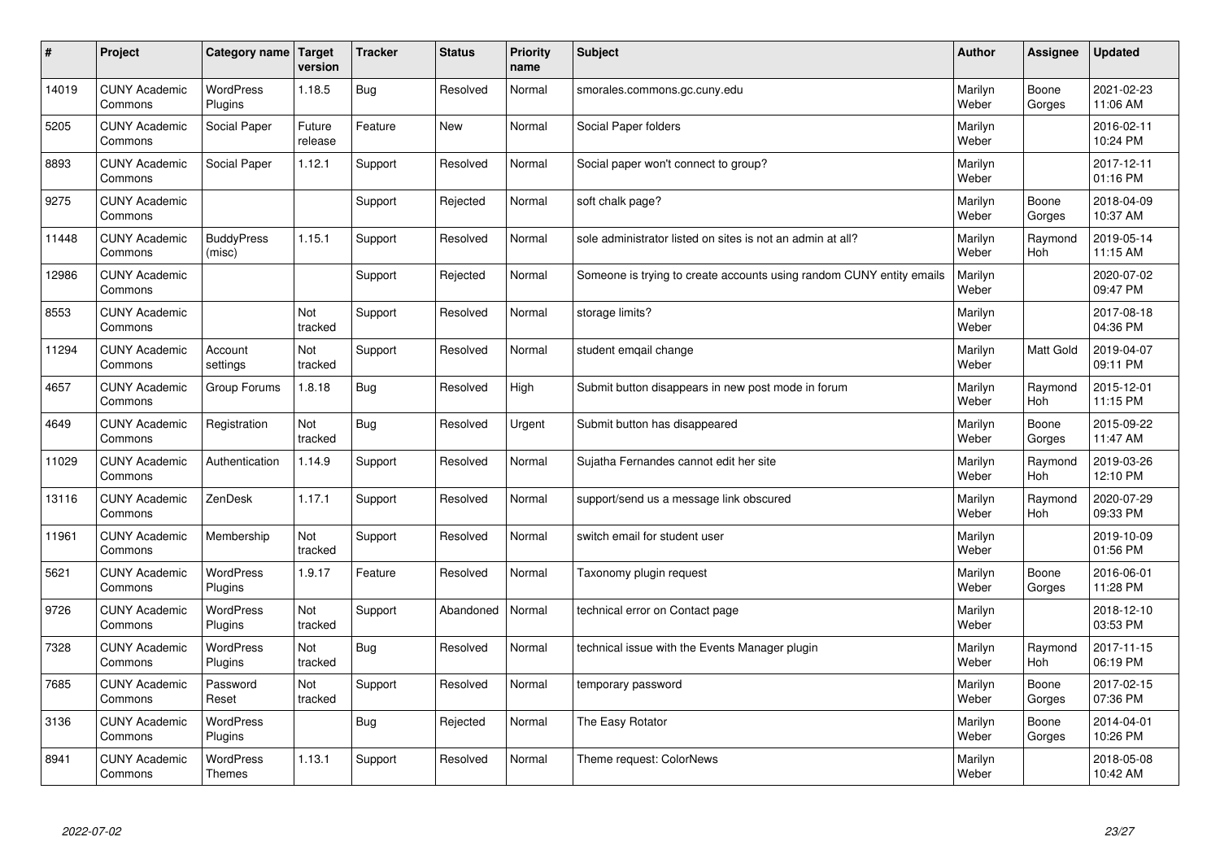| # | Project | Category name | Target version | Tracker | Status | Priority name | Subject | Author | Assignee | Updated |
|---|---|---|---|---|---|---|---|---|---|---|
| 14019 | CUNY Academic Commons | WordPress Plugins | 1.18.5 | Bug | Resolved | Normal | smorales.commons.gc.cuny.edu | Marilyn Weber | Boone Gorges | 2021-02-23 11:06 AM |
| 5205 | CUNY Academic Commons | Social Paper | Future release | Feature | New | Normal | Social Paper folders | Marilyn Weber | | 2016-02-11 10:24 PM |
| 8893 | CUNY Academic Commons | Social Paper | 1.12.1 | Support | Resolved | Normal | Social paper won't connect to group? | Marilyn Weber | | 2017-12-11 01:16 PM |
| 9275 | CUNY Academic Commons | | | Support | Rejected | Normal | soft chalk page? | Marilyn Weber | Boone Gorges | 2018-04-09 10:37 AM |
| 11448 | CUNY Academic Commons | BuddyPress (misc) | 1.15.1 | Support | Resolved | Normal | sole administrator listed on sites is not an admin at all? | Marilyn Weber | Raymond Hoh | 2019-05-14 11:15 AM |
| 12986 | CUNY Academic Commons | | | Support | Rejected | Normal | Someone is trying to create accounts using random CUNY entity emails | Marilyn Weber | | 2020-07-02 09:47 PM |
| 8553 | CUNY Academic Commons | | Not tracked | Support | Resolved | Normal | storage limits? | Marilyn Weber | | 2017-08-18 04:36 PM |
| 11294 | CUNY Academic Commons | Account settings | Not tracked | Support | Resolved | Normal | student emqail change | Marilyn Weber | Matt Gold | 2019-04-07 09:11 PM |
| 4657 | CUNY Academic Commons | Group Forums | 1.8.18 | Bug | Resolved | High | Submit button disappears in new post mode in forum | Marilyn Weber | Raymond Hoh | 2015-12-01 11:15 PM |
| 4649 | CUNY Academic Commons | Registration | Not tracked | Bug | Resolved | Urgent | Submit button has disappeared | Marilyn Weber | Boone Gorges | 2015-09-22 11:47 AM |
| 11029 | CUNY Academic Commons | Authentication | 1.14.9 | Support | Resolved | Normal | Sujatha Fernandes cannot edit her site | Marilyn Weber | Raymond Hoh | 2019-03-26 12:10 PM |
| 13116 | CUNY Academic Commons | ZenDesk | 1.17.1 | Support | Resolved | Normal | support/send us a message link obscured | Marilyn Weber | Raymond Hoh | 2020-07-29 09:33 PM |
| 11961 | CUNY Academic Commons | Membership | Not tracked | Support | Resolved | Normal | switch email for student user | Marilyn Weber | | 2019-10-09 01:56 PM |
| 5621 | CUNY Academic Commons | WordPress Plugins | 1.9.17 | Feature | Resolved | Normal | Taxonomy plugin request | Marilyn Weber | Boone Gorges | 2016-06-01 11:28 PM |
| 9726 | CUNY Academic Commons | WordPress Plugins | Not tracked | Support | Abandoned | Normal | technical error on Contact page | Marilyn Weber | | 2018-12-10 03:53 PM |
| 7328 | CUNY Academic Commons | WordPress Plugins | Not tracked | Bug | Resolved | Normal | technical issue with the Events Manager plugin | Marilyn Weber | Raymond Hoh | 2017-11-15 06:19 PM |
| 7685 | CUNY Academic Commons | Password Reset | Not tracked | Support | Resolved | Normal | temporary password | Marilyn Weber | Boone Gorges | 2017-02-15 07:36 PM |
| 3136 | CUNY Academic Commons | WordPress Plugins | | Bug | Rejected | Normal | The Easy Rotator | Marilyn Weber | Boone Gorges | 2014-04-01 10:26 PM |
| 8941 | CUNY Academic Commons | WordPress Themes | 1.13.1 | Support | Resolved | Normal | Theme request: ColorNews | Marilyn Weber | | 2018-05-08 10:42 AM |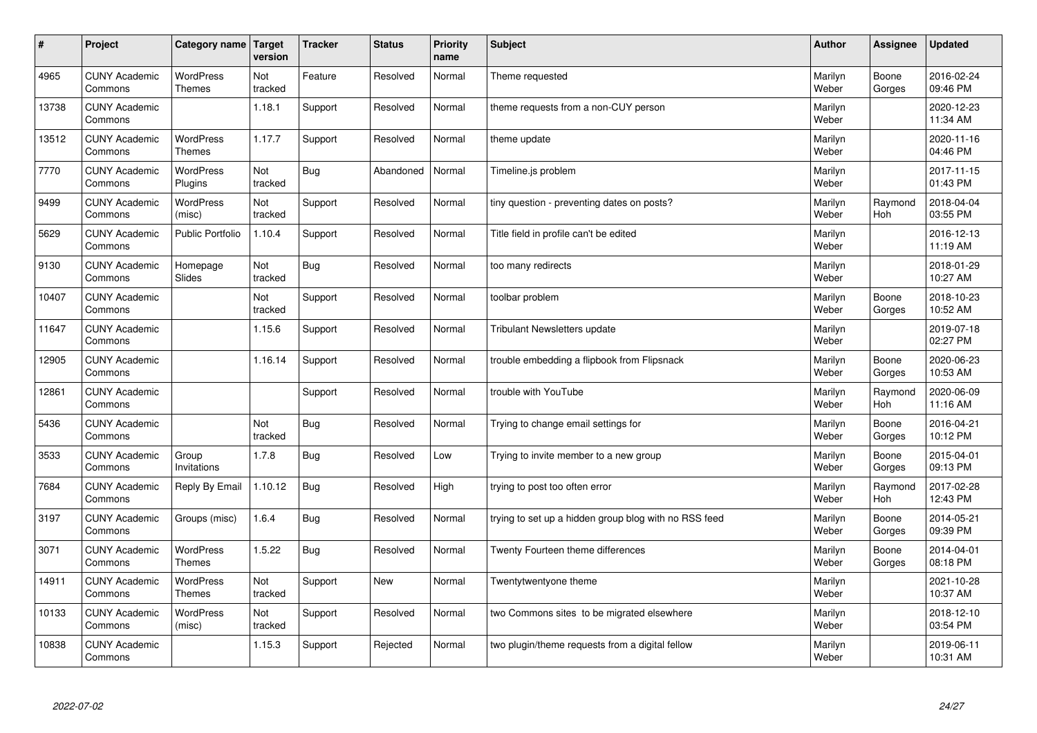| # | Project | Category name | Target version | Tracker | Status | Priority name | Subject | Author | Assignee | Updated |
|---|---|---|---|---|---|---|---|---|---|---|
| 4965 | CUNY Academic Commons | WordPress Themes | Not tracked | Feature | Resolved | Normal | Theme requested | Marilyn Weber | Boone Gorges | 2016-02-24 09:46 PM |
| 13738 | CUNY Academic Commons | | 1.18.1 | Support | Resolved | Normal | theme requests from a non-CUY person | Marilyn Weber | | 2020-12-23 11:34 AM |
| 13512 | CUNY Academic Commons | WordPress Themes | 1.17.7 | Support | Resolved | Normal | theme update | Marilyn Weber | | 2020-11-16 04:46 PM |
| 7770 | CUNY Academic Commons | WordPress Plugins | Not tracked | Bug | Abandoned | Normal | Timeline.js problem | Marilyn Weber | | 2017-11-15 01:43 PM |
| 9499 | CUNY Academic Commons | WordPress (misc) | Not tracked | Support | Resolved | Normal | tiny question - preventing dates on posts? | Marilyn Weber | Raymond Hoh | 2018-04-04 03:55 PM |
| 5629 | CUNY Academic Commons | Public Portfolio | 1.10.4 | Support | Resolved | Normal | Title field in profile can't be edited | Marilyn Weber | | 2016-12-13 11:19 AM |
| 9130 | CUNY Academic Commons | Homepage Slides | Not tracked | Bug | Resolved | Normal | too many redirects | Marilyn Weber | | 2018-01-29 10:27 AM |
| 10407 | CUNY Academic Commons | | Not tracked | Support | Resolved | Normal | toolbar problem | Marilyn Weber | Boone Gorges | 2018-10-23 10:52 AM |
| 11647 | CUNY Academic Commons | | 1.15.6 | Support | Resolved | Normal | Tribulant Newsletters update | Marilyn Weber | | 2019-07-18 02:27 PM |
| 12905 | CUNY Academic Commons | | 1.16.14 | Support | Resolved | Normal | trouble embedding a flipbook from Flipsnack | Marilyn Weber | Boone Gorges | 2020-06-23 10:53 AM |
| 12861 | CUNY Academic Commons | | | Support | Resolved | Normal | trouble with YouTube | Marilyn Weber | Raymond Hoh | 2020-06-09 11:16 AM |
| 5436 | CUNY Academic Commons | | Not tracked | Bug | Resolved | Normal | Trying to change email settings for | Marilyn Weber | Boone Gorges | 2016-04-21 10:12 PM |
| 3533 | CUNY Academic Commons | Group Invitations | 1.7.8 | Bug | Resolved | Low | Trying to invite member to a new group | Marilyn Weber | Boone Gorges | 2015-04-01 09:13 PM |
| 7684 | CUNY Academic Commons | Reply By Email | 1.10.12 | Bug | Resolved | High | trying to post too often error | Marilyn Weber | Raymond Hoh | 2017-02-28 12:43 PM |
| 3197 | CUNY Academic Commons | Groups (misc) | 1.6.4 | Bug | Resolved | Normal | trying to set up a hidden group blog with no RSS feed | Marilyn Weber | Boone Gorges | 2014-05-21 09:39 PM |
| 3071 | CUNY Academic Commons | WordPress Themes | 1.5.22 | Bug | Resolved | Normal | Twenty Fourteen theme differences | Marilyn Weber | Boone Gorges | 2014-04-01 08:18 PM |
| 14911 | CUNY Academic Commons | WordPress Themes | Not tracked | Support | New | Normal | Twentytwentyone theme | Marilyn Weber | | 2021-10-28 10:37 AM |
| 10133 | CUNY Academic Commons | WordPress (misc) | Not tracked | Support | Resolved | Normal | two Commons sites to be migrated elsewhere | Marilyn Weber | | 2018-12-10 03:54 PM |
| 10838 | CUNY Academic Commons | | 1.15.3 | Support | Rejected | Normal | two plugin/theme requests from a digital fellow | Marilyn Weber | | 2019-06-11 10:31 AM |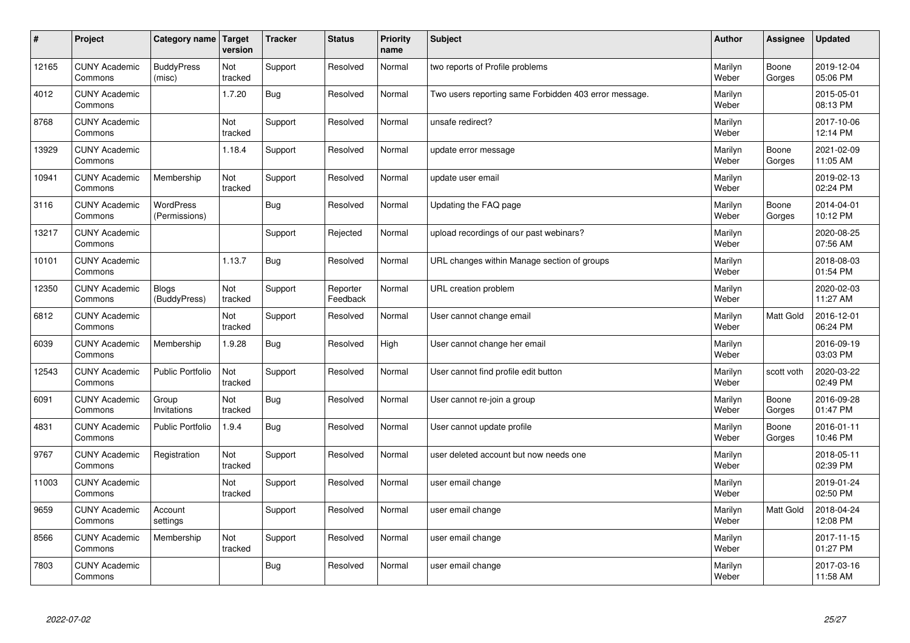| # | Project | Category name | Target version | Tracker | Status | Priority name | Subject | Author | Assignee | Updated |
|---|---|---|---|---|---|---|---|---|---|---|
| 12165 | CUNY Academic Commons | BuddyPress (misc) | Not tracked | Support | Resolved | Normal | two reports of Profile problems | Marilyn Weber | Boone Gorges | 2019-12-04 05:06 PM |
| 4012 | CUNY Academic Commons | | 1.7.20 | Bug | Resolved | Normal | Two users reporting same Forbidden 403 error message. | Marilyn Weber | | 2015-05-01 08:13 PM |
| 8768 | CUNY Academic Commons | | Not tracked | Support | Resolved | Normal | unsafe redirect? | Marilyn Weber | | 2017-10-06 12:14 PM |
| 13929 | CUNY Academic Commons | | 1.18.4 | Support | Resolved | Normal | update error message | Marilyn Weber | Boone Gorges | 2021-02-09 11:05 AM |
| 10941 | CUNY Academic Commons | Membership | Not tracked | Support | Resolved | Normal | update user email | Marilyn Weber | | 2019-02-13 02:24 PM |
| 3116 | CUNY Academic Commons | WordPress (Permissions) | | Bug | Resolved | Normal | Updating the FAQ page | Marilyn Weber | Boone Gorges | 2014-04-01 10:12 PM |
| 13217 | CUNY Academic Commons | | | Support | Rejected | Normal | upload recordings of our past webinars? | Marilyn Weber | | 2020-08-25 07:56 AM |
| 10101 | CUNY Academic Commons | | 1.13.7 | Bug | Resolved | Normal | URL changes within Manage section of groups | Marilyn Weber | | 2018-08-03 01:54 PM |
| 12350 | CUNY Academic Commons | Blogs (BuddyPress) | Not tracked | Support | Reporter Feedback | Normal | URL creation problem | Marilyn Weber | | 2020-02-03 11:27 AM |
| 6812 | CUNY Academic Commons | | Not tracked | Support | Resolved | Normal | User cannot change email | Marilyn Weber | Matt Gold | 2016-12-01 06:24 PM |
| 6039 | CUNY Academic Commons | Membership | 1.9.28 | Bug | Resolved | High | User cannot change her email | Marilyn Weber | | 2016-09-19 03:03 PM |
| 12543 | CUNY Academic Commons | Public Portfolio | Not tracked | Support | Resolved | Normal | User cannot find profile edit button | Marilyn Weber | scott voth | 2020-03-22 02:49 PM |
| 6091 | CUNY Academic Commons | Group Invitations | Not tracked | Bug | Resolved | Normal | User cannot re-join a group | Marilyn Weber | Boone Gorges | 2016-09-28 01:47 PM |
| 4831 | CUNY Academic Commons | Public Portfolio | 1.9.4 | Bug | Resolved | Normal | User cannot update profile | Marilyn Weber | Boone Gorges | 2016-01-11 10:46 PM |
| 9767 | CUNY Academic Commons | Registration | Not tracked | Support | Resolved | Normal | user deleted account but now needs one | Marilyn Weber | | 2018-05-11 02:39 PM |
| 11003 | CUNY Academic Commons | | Not tracked | Support | Resolved | Normal | user email change | Marilyn Weber | | 2019-01-24 02:50 PM |
| 9659 | CUNY Academic Commons | Account settings | | Support | Resolved | Normal | user email change | Marilyn Weber | Matt Gold | 2018-04-24 12:08 PM |
| 8566 | CUNY Academic Commons | Membership | Not tracked | Support | Resolved | Normal | user email change | Marilyn Weber | | 2017-11-15 01:27 PM |
| 7803 | CUNY Academic Commons | | | Bug | Resolved | Normal | user email change | Marilyn Weber | | 2017-03-16 11:58 AM |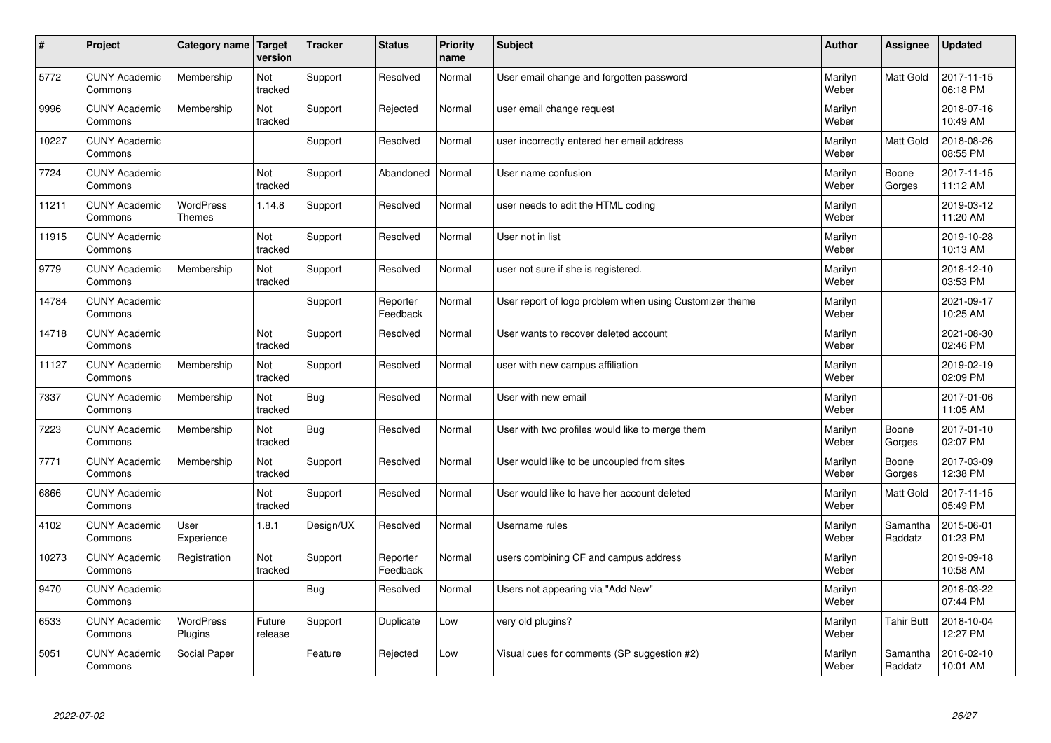| # | Project | Category name | Target version | Tracker | Status | Priority name | Subject | Author | Assignee | Updated |
|---|---|---|---|---|---|---|---|---|---|---|
| 5772 | CUNY Academic Commons | Membership | Not tracked | Support | Resolved | Normal | User email change and forgotten password | Marilyn Weber | Matt Gold | 2017-11-15 06:18 PM |
| 9996 | CUNY Academic Commons | Membership | Not tracked | Support | Rejected | Normal | user email change request | Marilyn Weber | | 2018-07-16 10:49 AM |
| 10227 | CUNY Academic Commons | | | Support | Resolved | Normal | user incorrectly entered her email address | Marilyn Weber | Matt Gold | 2018-08-26 08:55 PM |
| 7724 | CUNY Academic Commons | | Not tracked | Support | Abandoned | Normal | User name confusion | Marilyn Weber | Boone Gorges | 2017-11-15 11:12 AM |
| 11211 | CUNY Academic Commons | WordPress Themes | 1.14.8 | Support | Resolved | Normal | user needs to edit the HTML coding | Marilyn Weber | | 2019-03-12 11:20 AM |
| 11915 | CUNY Academic Commons | | Not tracked | Support | Resolved | Normal | User not in list | Marilyn Weber | | 2019-10-28 10:13 AM |
| 9779 | CUNY Academic Commons | Membership | Not tracked | Support | Resolved | Normal | user not sure if she is registered. | Marilyn Weber | | 2018-12-10 03:53 PM |
| 14784 | CUNY Academic Commons | | | Support | Reporter Feedback | Normal | User report of logo problem when using Customizer theme | Marilyn Weber | | 2021-09-17 10:25 AM |
| 14718 | CUNY Academic Commons | | Not tracked | Support | Resolved | Normal | User wants to recover deleted account | Marilyn Weber | | 2021-08-30 02:46 PM |
| 11127 | CUNY Academic Commons | Membership | Not tracked | Support | Resolved | Normal | user with new campus affiliation | Marilyn Weber | | 2019-02-19 02:09 PM |
| 7337 | CUNY Academic Commons | Membership | Not tracked | Bug | Resolved | Normal | User with new email | Marilyn Weber | | 2017-01-06 11:05 AM |
| 7223 | CUNY Academic Commons | Membership | Not tracked | Bug | Resolved | Normal | User with two profiles would like to merge them | Marilyn Weber | Boone Gorges | 2017-01-10 02:07 PM |
| 7771 | CUNY Academic Commons | Membership | Not tracked | Support | Resolved | Normal | User would like to be uncoupled from sites | Marilyn Weber | Boone Gorges | 2017-03-09 12:38 PM |
| 6866 | CUNY Academic Commons | | Not tracked | Support | Resolved | Normal | User would like to have her account deleted | Marilyn Weber | Matt Gold | 2017-11-15 05:49 PM |
| 4102 | CUNY Academic Commons | User Experience | 1.8.1 | Design/UX | Resolved | Normal | Username rules | Marilyn Weber | Samantha Raddatz | 2015-06-01 01:23 PM |
| 10273 | CUNY Academic Commons | Registration | Not tracked | Support | Reporter Feedback | Normal | users combining CF and campus address | Marilyn Weber | | 2019-09-18 10:58 AM |
| 9470 | CUNY Academic Commons | | | Bug | Resolved | Normal | Users not appearing via "Add New" | Marilyn Weber | | 2018-03-22 07:44 PM |
| 6533 | CUNY Academic Commons | WordPress Plugins | Future release | Support | Duplicate | Low | very old plugins? | Marilyn Weber | Tahir Butt | 2018-10-04 12:27 PM |
| 5051 | CUNY Academic Commons | Social Paper | | Feature | Rejected | Low | Visual cues for comments (SP suggestion #2) | Marilyn Weber | Samantha Raddatz | 2016-02-10 10:01 AM |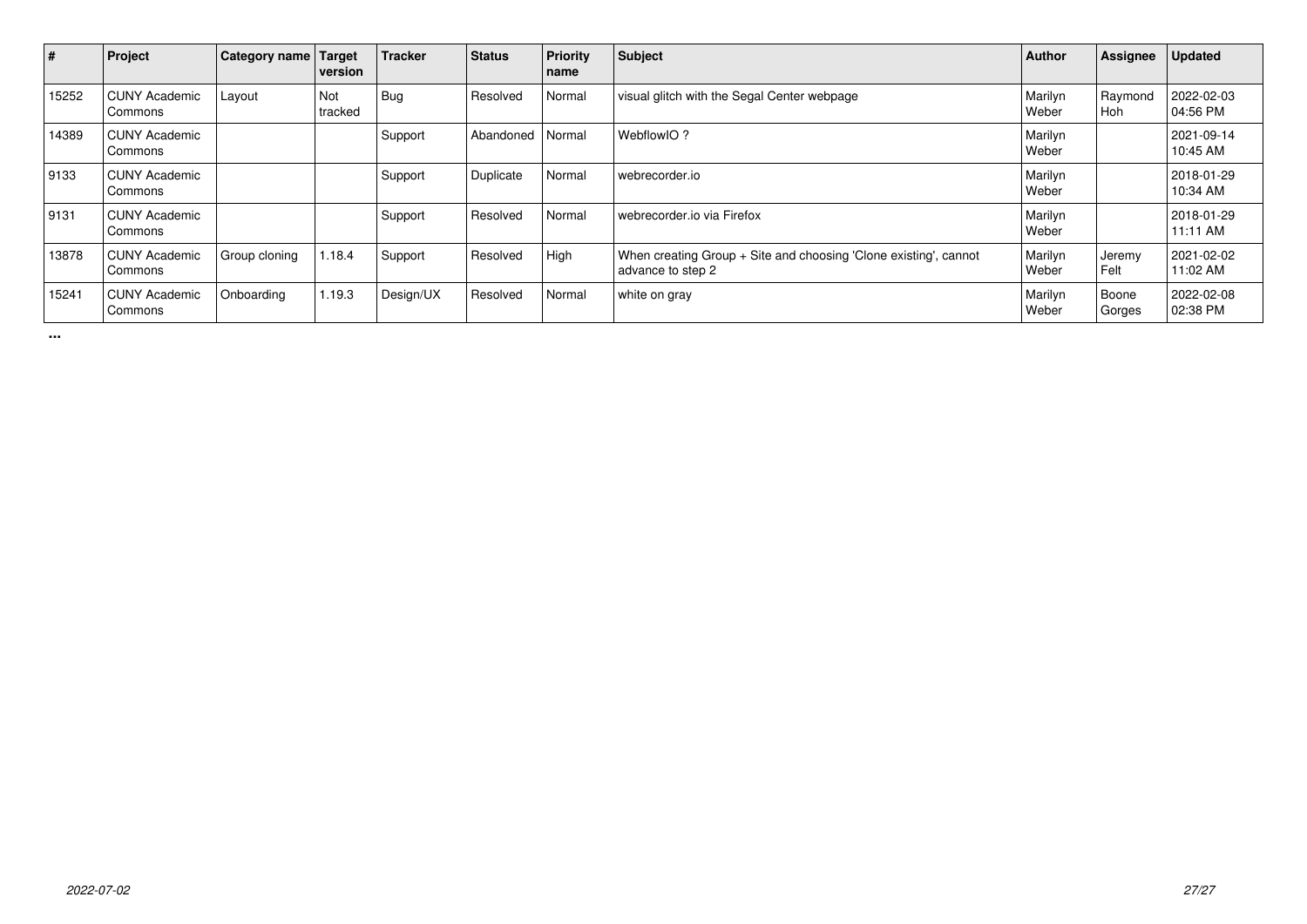| # | Project | Category name | Target version | Tracker | Status | Priority name | Subject | Author | Assignee | Updated |
|---|---|---|---|---|---|---|---|---|---|---|
| 15252 | CUNY Academic Commons | Layout | Not tracked | Bug | Resolved | Normal | visual glitch with the Segal Center webpage | Marilyn Weber | Raymond Hoh | 2022-02-03 04:56 PM |
| 14389 | CUNY Academic Commons | | | Support | Abandoned | Normal | WebflowIO ? | Marilyn Weber | | 2021-09-14 10:45 AM |
| 9133 | CUNY Academic Commons | | | Support | Duplicate | Normal | webrecorder.io | Marilyn Weber | | 2018-01-29 10:34 AM |
| 9131 | CUNY Academic Commons | | | Support | Resolved | Normal | webrecorder.io via Firefox | Marilyn Weber | | 2018-01-29 11:11 AM |
| 13878 | CUNY Academic Commons | Group cloning | 1.18.4 | Support | Resolved | High | When creating Group + Site and choosing 'Clone existing', cannot advance to step 2 | Marilyn Weber | Jeremy Felt | 2021-02-02 11:02 AM |
| 15241 | CUNY Academic Commons | Onboarding | 1.19.3 | Design/UX | Resolved | Normal | white on gray | Marilyn Weber | Boone Gorges | 2022-02-08 02:38 PM |

...